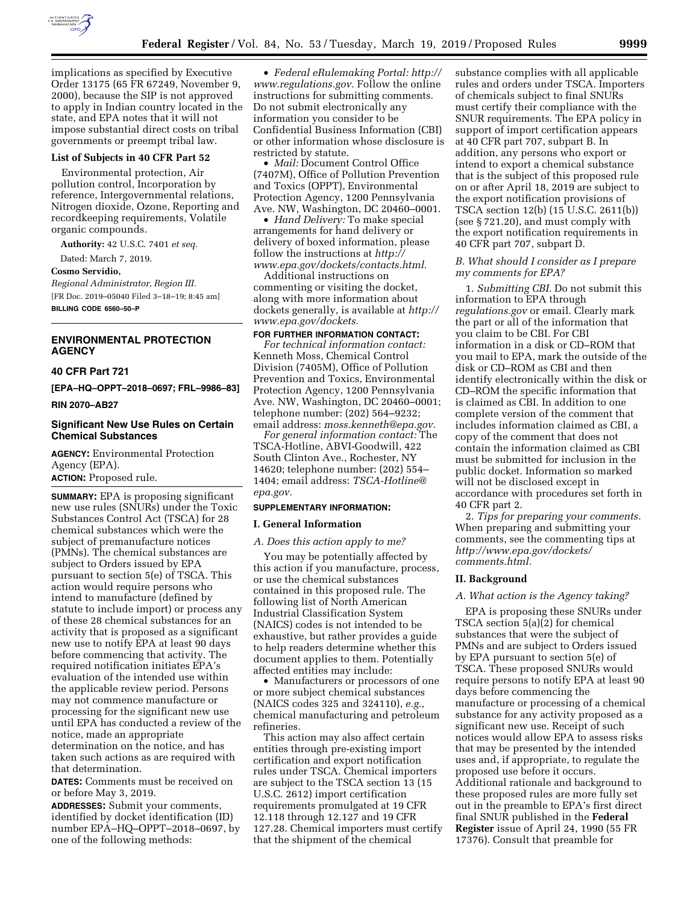implications as specified by Executive Order 13175 (65 FR 67249, November 9, 2000), because the SIP is not approved to apply in Indian country located in the state, and EPA notes that it will not impose substantial direct costs on tribal governments or preempt tribal law.

**List of Subjects in 40 CFR Part 52**

Environmental protection, Air pollution control, Incorporation by reference, Intergovernmental relations, Nitrogen dioxide, Ozone, Reporting and recordkeeping requirements, Volatile organic compounds.

**Authority:** 42 U.S.C. 7401 *et seq.*

Dated: March 7, 2019.

**Cosmo Servidio,**

*Regional Administrator, Region III.*

[FR Doc. 2019–05040 Filed 3–18–19; 8:45 am]

**BILLING CODE 6560–50–P**

---

## ENVIRONMENTAL PROTECTION AGENCY

### 40 CFR Part 721

**[EPA–HQ–OPPT–2018–0697; FRL–9986–83]**

**RIN 2070–AB27**

### Significant New Use Rules on Certain Chemical Substances

**AGENCY:** Environmental Protection Agency (EPA).

**ACTION:** Proposed rule.

**SUMMARY:** EPA is proposing significant new use rules (SNURs) under the Toxic Substances Control Act (TSCA) for 28 chemical substances which were the subject of premanufacture notices (PMNs). The chemical substances are subject to Orders issued by EPA pursuant to section 5(e) of TSCA. This action would require persons who intend to manufacture (defined by statute to include import) or process any of these 28 chemical substances for an activity that is proposed as a significant new use to notify EPA at least 90 days before commencing that activity. The required notification initiates EPA's evaluation of the intended use within the applicable review period. Persons may not commence manufacture or processing for the significant new use until EPA has conducted a review of the notice, made an appropriate determination on the notice, and has taken such actions as are required with that determination.

**DATES:** Comments must be received on or before May 3, 2019.

**ADDRESSES:** Submit your comments, identified by docket identification (ID) number EPA–HQ–OPPT–2018–0697, by one of the following methods:

- *Federal eRulemaking Portal: http://www.regulations.gov.* Follow the online instructions for submitting comments. Do not submit electronically any information you consider to be Confidential Business Information (CBI) or other information whose disclosure is restricted by statute.
- *Mail:* Document Control Office (7407M), Office of Pollution Prevention and Toxics (OPPT), Environmental Protection Agency, 1200 Pennsylvania Ave. NW, Washington, DC 20460–0001.
- *Hand Delivery:* To make special arrangements for hand delivery or delivery of boxed information, please follow the instructions at *http://www.epa.gov/dockets/contacts.html.*

Additional instructions on commenting or visiting the docket, along with more information about dockets generally, is available at *http://www.epa.gov/dockets.*

**FOR FURTHER INFORMATION CONTACT:**

*For technical information contact:* Kenneth Moss, Chemical Control Division (7405M), Office of Pollution Prevention and Toxics, Environmental Protection Agency, 1200 Pennsylvania Ave. NW, Washington, DC 20460–0001; telephone number: (202) 564–9232; email address: *moss.kenneth@epa.gov.*

*For general information contact:* The TSCA-Hotline, ABVI-Goodwill, 422 South Clinton Ave., Rochester, NY 14620; telephone number: (202) 554–1404; email address: *TSCA-Hotline@epa.gov.*

**SUPPLEMENTARY INFORMATION:**

### I. General Information

*A. Does this action apply to me?*

You may be potentially affected by this action if you manufacture, process, or use the chemical substances contained in this proposed rule. The following list of North American Industrial Classification System (NAICS) codes is not intended to be exhaustive, but rather provides a guide to help readers determine whether this document applies to them. Potentially affected entities may include:

- Manufacturers or processors of one or more subject chemical substances (NAICS codes 325 and 324110), *e.g.,* chemical manufacturing and petroleum refineries.

This action may also affect certain entities through pre-existing import certification and export notification rules under TSCA. Chemical importers are subject to the TSCA section 13 (15 U.S.C. 2612) import certification requirements promulgated at 19 CFR 12.118 through 12.127 and 19 CFR 127.28. Chemical importers must certify that the shipment of the chemical substance complies with all applicable rules and orders under TSCA. Importers of chemicals subject to final SNURs must certify their compliance with the SNUR requirements. The EPA policy in support of import certification appears at 40 CFR part 707, subpart B. In addition, any persons who export or intend to export a chemical substance that is the subject of this proposed rule on or after April 18, 2019 are subject to the export notification provisions of TSCA section 12(b) (15 U.S.C. 2611(b)) (see § 721.20), and must comply with the export notification requirements in 40 CFR part 707, subpart D.

*B. What should I consider as I prepare my comments for EPA?*

1. *Submitting CBI.* Do not submit this information to EPA through *regulations.gov* or email. Clearly mark the part or all of the information that you claim to be CBI. For CBI information in a disk or CD–ROM that you mail to EPA, mark the outside of the disk or CD–ROM as CBI and then identify electronically within the disk or CD–ROM the specific information that is claimed as CBI. In addition to one complete version of the comment that includes information claimed as CBI, a copy of the comment that does not contain the information claimed as CBI must be submitted for inclusion in the public docket. Information so marked will not be disclosed except in accordance with procedures set forth in 40 CFR part 2.

2. *Tips for preparing your comments.* When preparing and submitting your comments, see the commenting tips at *http://www.epa.gov/dockets/comments.html.*

### II. Background

*A. What action is the Agency taking?*

EPA is proposing these SNURs under TSCA section 5(a)(2) for chemical substances that were the subject of PMNs and are subject to Orders issued by EPA pursuant to section 5(e) of TSCA. These proposed SNURs would require persons to notify EPA at least 90 days before commencing the manufacture or processing of a chemical substance for any activity proposed as a significant new use. Receipt of such notices would allow EPA to assess risks that may be presented by the intended uses and, if appropriate, to regulate the proposed use before it occurs. Additional rationale and background to these proposed rules are more fully set out in the preamble to EPA's first direct final SNUR published in the **Federal Register** issue of April 24, 1990 (55 FR 17376). Consult that preamble for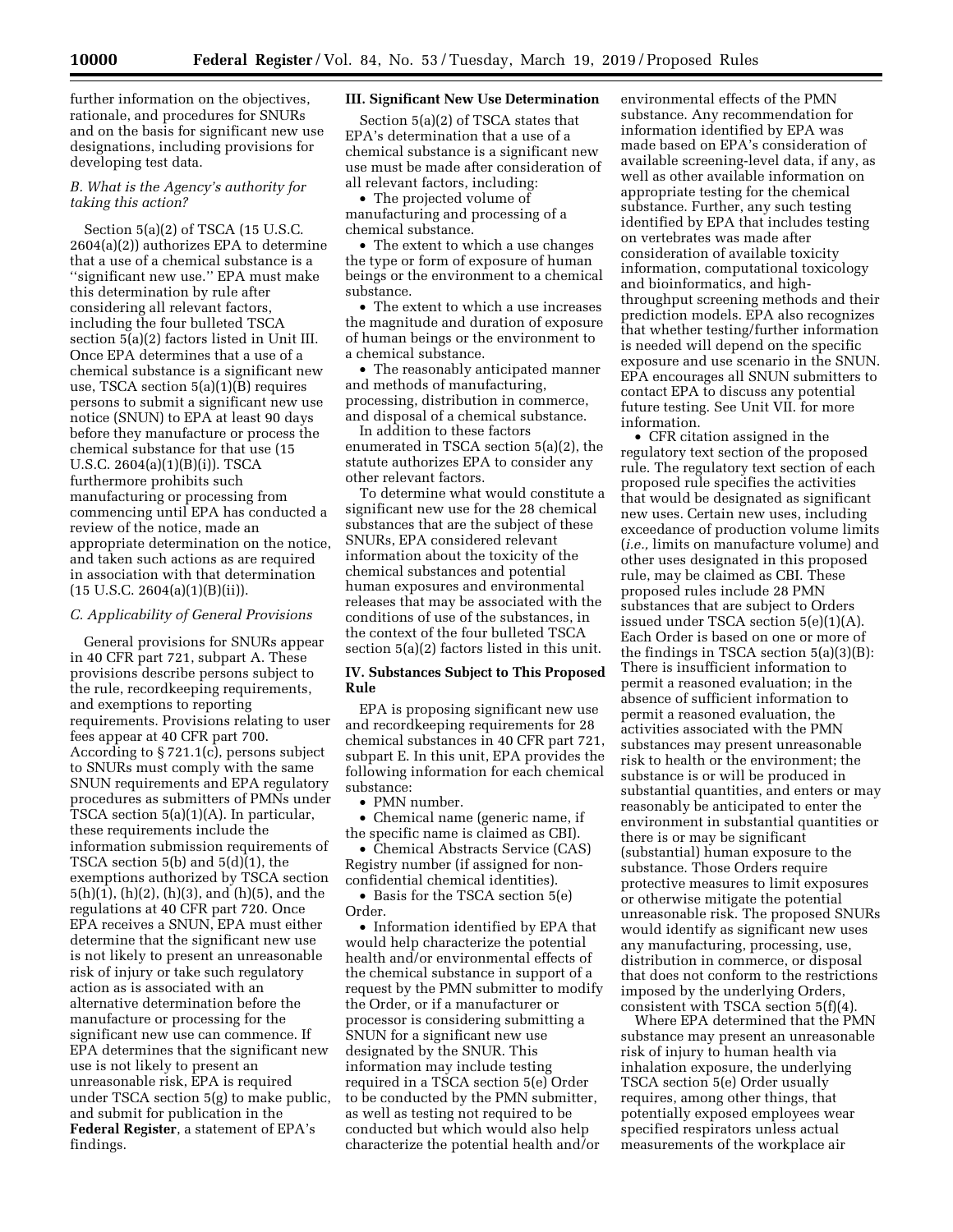further information on the objectives, rationale, and procedures for SNURs and on the basis for significant new use designations, including provisions for developing test data.

### B. What is the Agency's authority for taking this action?

Section 5(a)(2) of TSCA (15 U.S.C. 2604(a)(2)) authorizes EPA to determine that a use of a chemical substance is a "significant new use." EPA must make this determination by rule after considering all relevant factors, including the four bulleted TSCA section 5(a)(2) factors listed in Unit III. Once EPA determines that a use of a chemical substance is a significant new use, TSCA section 5(a)(1)(B) requires persons to submit a significant new use notice (SNUN) to EPA at least 90 days before they manufacture or process the chemical substance for that use (15 U.S.C. 2604(a)(1)(B)(i)). TSCA furthermore prohibits such manufacturing or processing from commencing until EPA has conducted a review of the notice, made an appropriate determination on the notice, and taken such actions as are required in association with that determination (15 U.S.C. 2604(a)(1)(B)(ii)).

### C. Applicability of General Provisions

General provisions for SNURs appear in 40 CFR part 721, subpart A. These provisions describe persons subject to the rule, recordkeeping requirements, and exemptions to reporting requirements. Provisions relating to user fees appear at 40 CFR part 700. According to § 721.1(c), persons subject to SNURs must comply with the same SNUN requirements and EPA regulatory procedures as submitters of PMNs under TSCA section 5(a)(1)(A). In particular, these requirements include the information submission requirements of TSCA section 5(b) and 5(d)(1), the exemptions authorized by TSCA section 5(h)(1), (h)(2), (h)(3), and (h)(5), and the regulations at 40 CFR part 720. Once EPA receives a SNUN, EPA must either determine that the significant new use is not likely to present an unreasonable risk of injury or take such regulatory action as is associated with an alternative determination before the manufacture or processing for the significant new use can commence. If EPA determines that the significant new use is not likely to present an unreasonable risk, EPA is required under TSCA section 5(g) to make public, and submit for publication in the **Federal Register**, a statement of EPA's findings.

## III. Significant New Use Determination

Section 5(a)(2) of TSCA states that EPA's determination that a use of a chemical substance is a significant new use must be made after consideration of all relevant factors, including:

- The projected volume of manufacturing and processing of a chemical substance.
- The extent to which a use changes the type or form of exposure of human beings or the environment to a chemical substance.
- The extent to which a use increases the magnitude and duration of exposure of human beings or the environment to a chemical substance.
- The reasonably anticipated manner and methods of manufacturing, processing, distribution in commerce, and disposal of a chemical substance.

In addition to these factors enumerated in TSCA section 5(a)(2), the statute authorizes EPA to consider any other relevant factors.

To determine what would constitute a significant new use for the 28 chemical substances that are the subject of these SNURs, EPA considered relevant information about the toxicity of the chemical substances and potential human exposures and environmental releases that may be associated with the conditions of use of the substances, in the context of the four bulleted TSCA section 5(a)(2) factors listed in this unit.

## IV. Substances Subject to This Proposed Rule

EPA is proposing significant new use and recordkeeping requirements for 28 chemical substances in 40 CFR part 721, subpart E. In this unit, EPA provides the following information for each chemical substance:

- PMN number.
- Chemical name (generic name, if the specific name is claimed as CBI).
- Chemical Abstracts Service (CAS) Registry number (if assigned for non-confidential chemical identities).
- Basis for the TSCA section 5(e) Order.
- Information identified by EPA that would help characterize the potential health and/or environmental effects of the chemical substance in support of a request by the PMN submitter to modify the Order, or if a manufacturer or processor is considering submitting a SNUN for a significant new use designated by the SNUR. This information may include testing required in a TSCA section 5(e) Order to be conducted by the PMN submitter, as well as testing not required to be conducted but which would also help characterize the potential health and/or environmental effects of the PMN substance. Any recommendation for information identified by EPA was made based on EPA's consideration of available screening-level data, if any, as well as other available information on appropriate testing for the chemical substance. Further, any such testing identified by EPA that includes testing on vertebrates was made after consideration of available toxicity information, computational toxicology and bioinformatics, and high-throughput screening methods and their prediction models. EPA also recognizes that whether testing/further information is needed will depend on the specific exposure and use scenario in the SNUN. EPA encourages all SNUN submitters to contact EPA to discuss any potential future testing. See Unit VII. for more information.
- CFR citation assigned in the regulatory text section of the proposed rule. The regulatory text section of each proposed rule specifies the activities that would be designated as significant new uses. Certain new uses, including exceedance of production volume limits (*i.e.,* limits on manufacture volume) and other uses designated in this proposed rule, may be claimed as CBI. These proposed rules include 28 PMN substances that are subject to Orders issued under TSCA section 5(e)(1)(A). Each Order is based on one or more of the findings in TSCA section 5(a)(3)(B): There is insufficient information to permit a reasoned evaluation; in the absence of sufficient information to permit a reasoned evaluation, the activities associated with the PMN substances may present unreasonable risk to health or the environment; the substance is or will be produced in substantial quantities, and enters or may reasonably be anticipated to enter the environment in substantial quantities or there is or may be significant (substantial) human exposure to the substance. Those Orders require protective measures to limit exposures or otherwise mitigate the potential unreasonable risk. The proposed SNURs would identify as significant new uses any manufacturing, processing, use, distribution in commerce, or disposal that does not conform to the restrictions imposed by the underlying Orders, consistent with TSCA section 5(f)(4).

Where EPA determined that the PMN substance may present an unreasonable risk of injury to human health via inhalation exposure, the underlying TSCA section 5(e) Order usually requires, among other things, that potentially exposed employees wear specified respirators unless actual measurements of the workplace air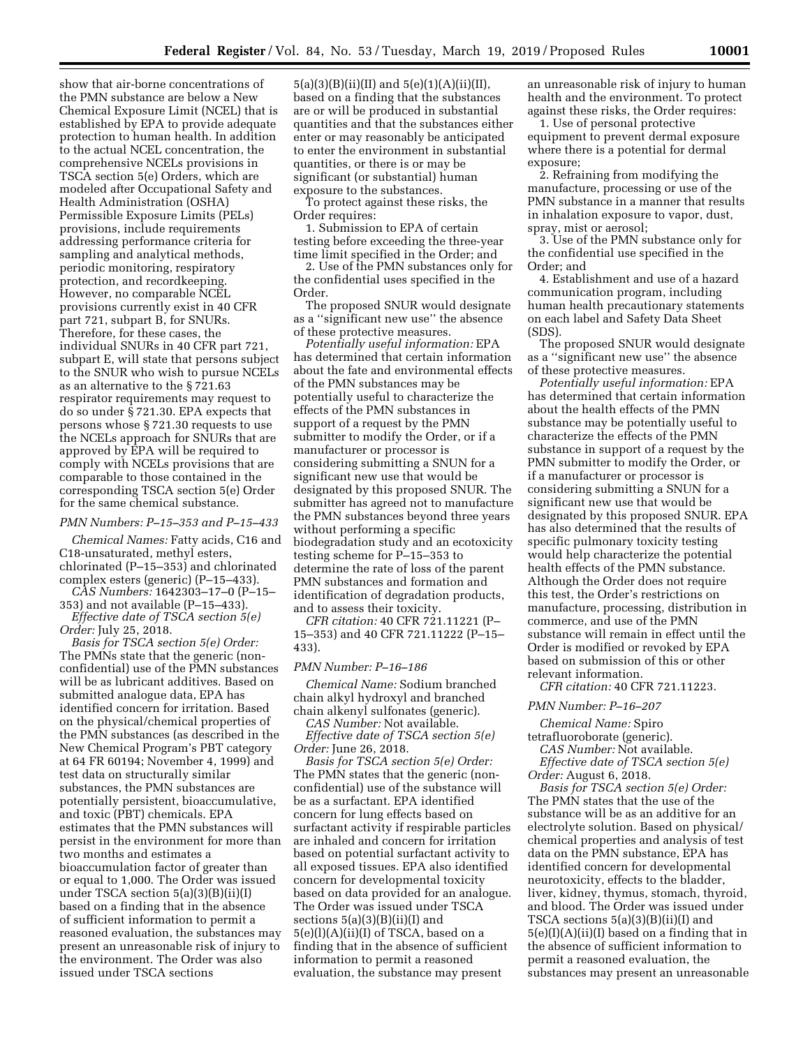show that air-borne concentrations of the PMN substance are below a New Chemical Exposure Limit (NCEL) that is established by EPA to provide adequate protection to human health. In addition to the actual NCEL concentration, the comprehensive NCELs provisions in TSCA section 5(e) Orders, which are modeled after Occupational Safety and Health Administration (OSHA) Permissible Exposure Limits (PELs) provisions, include requirements addressing performance criteria for sampling and analytical methods, periodic monitoring, respiratory protection, and recordkeeping. However, no comparable NCEL provisions currently exist in 40 CFR part 721, subpart B, for SNURs. Therefore, for these cases, the individual SNURs in 40 CFR part 721, subpart E, will state that persons subject to the SNUR who wish to pursue NCELs as an alternative to the § 721.63 respirator requirements may request to do so under § 721.30. EPA expects that persons whose § 721.30 requests to use the NCELs approach for SNURs that are approved by EPA will be required to comply with NCELs provisions that are comparable to those contained in the corresponding TSCA section 5(e) Order for the same chemical substance.

*PMN Numbers: P–15–353 and P–15–433*

*Chemical Names:* Fatty acids, C16 and C18-unsaturated, methyl esters, chlorinated (P–15–353) and chlorinated complex esters (generic) (P–15–433).

*CAS Numbers:* 1642303–17–0 (P–15–353) and not available (P–15–433).

*Effective date of TSCA section 5(e) Order:* July 25, 2018.

*Basis for TSCA section 5(e) Order:* The PMNs state that the generic (non-confidential) use of the PMN substances will be as lubricant additives. Based on submitted analogue data, EPA has identified concern for irritation. Based on the physical/chemical properties of the PMN substances (as described in the New Chemical Program's PBT category at 64 FR 60194; November 4, 1999) and test data on structurally similar substances, the PMN substances are potentially persistent, bioaccumulative, and toxic (PBT) chemicals. EPA estimates that the PMN substances will persist in the environment for more than two months and estimates a bioaccumulation factor of greater than or equal to 1,000. The Order was issued under TSCA section 5(a)(3)(B)(ii)(I) based on a finding that in the absence of sufficient information to permit a reasoned evaluation, the substances may present an unreasonable risk of injury to the environment. The Order was also issued under TSCA sections 5(a)(3)(B)(ii)(II) and 5(e)(1)(A)(ii)(II), based on a finding that the substances are or will be produced in substantial quantities and that the substances either enter or may reasonably be anticipated to enter the environment in substantial quantities, or there is or may be significant (or substantial) human exposure to the substances.

To protect against these risks, the Order requires:

1. Submission to EPA of certain testing before exceeding the three-year time limit specified in the Order; and
2. Use of the PMN substances only for the confidential uses specified in the Order.

The proposed SNUR would designate as a ''significant new use'' the absence of these protective measures.

*Potentially useful information:* EPA has determined that certain information about the fate and environmental effects of the PMN substances may be potentially useful to characterize the effects of the PMN substances in support of a request by the PMN submitter to modify the Order, or if a manufacturer or processor is considering submitting a SNUN for a significant new use that would be designated by this proposed SNUR. The submitter has agreed not to manufacture the PMN substances beyond three years without performing a specific biodegradation study and an ecotoxicity testing scheme for P–15–353 to determine the rate of loss of the parent PMN substances and formation and identification of degradation products, and to assess their toxicity.

*CFR citation:* 40 CFR 721.11221 (P–15–353) and 40 CFR 721.11222 (P–15–433).

*PMN Number: P–16–186*

*Chemical Name:* Sodium branched chain alkyl hydroxyl and branched chain alkenyl sulfonates (generic).

*CAS Number:* Not available.

*Effective date of TSCA section 5(e) Order:* June 26, 2018.

*Basis for TSCA section 5(e) Order:* The PMN states that the generic (non-confidential) use of the substance will be as a surfactant. EPA identified concern for lung effects based on surfactant activity if respirable particles are inhaled and concern for irritation based on potential surfactant activity to all exposed tissues. EPA also identified concern for developmental toxicity based on data provided for an analogue. The Order was issued under TSCA sections 5(a)(3)(B)(ii)(I) and 5(e)(l)(A)(ii)(I) of TSCA, based on a finding that in the absence of sufficient information to permit a reasoned evaluation, the substance may present an unreasonable risk of injury to human health and the environment. To protect against these risks, the Order requires:

1. Use of personal protective equipment to prevent dermal exposure where there is a potential for dermal exposure;
2. Refraining from modifying the manufacture, processing or use of the PMN substance in a manner that results in inhalation exposure to vapor, dust, spray, mist or aerosol;
3. Use of the PMN substance only for the confidential use specified in the Order; and
4. Establishment and use of a hazard communication program, including human health precautionary statements on each label and Safety Data Sheet (SDS).

The proposed SNUR would designate as a ''significant new use'' the absence of these protective measures.

*Potentially useful information:* EPA has determined that certain information about the health effects of the PMN substance may be potentially useful to characterize the effects of the PMN substance in support of a request by the PMN submitter to modify the Order, or if a manufacturer or processor is considering submitting a SNUN for a significant new use that would be designated by this proposed SNUR. EPA has also determined that the results of specific pulmonary toxicity testing would help characterize the potential health effects of the PMN substance. Although the Order does not require this test, the Order's restrictions on manufacture, processing, distribution in commerce, and use of the PMN substance will remain in effect until the Order is modified or revoked by EPA based on submission of this or other relevant information.

*CFR citation:* 40 CFR 721.11223.

*PMN Number: P–16–207*

*Chemical Name:* Spiro tetrafluoroborate (generic).

*CAS Number:* Not available.

*Effective date of TSCA section 5(e) Order:* August 6, 2018.

*Basis for TSCA section 5(e) Order:* The PMN states that the use of the substance will be as an additive for an electrolyte solution. Based on physical/chemical properties and analysis of test data on the PMN substance, EPA has identified concern for developmental neurotoxicity, effects to the bladder, liver, kidney, thymus, stomach, thyroid, and blood. The Order was issued under TSCA sections 5(a)(3)(B)(ii)(I) and 5(e)(I)(A)(ii)(I) based on a finding that in the absence of sufficient information to permit a reasoned evaluation, the substances may present an unreasonable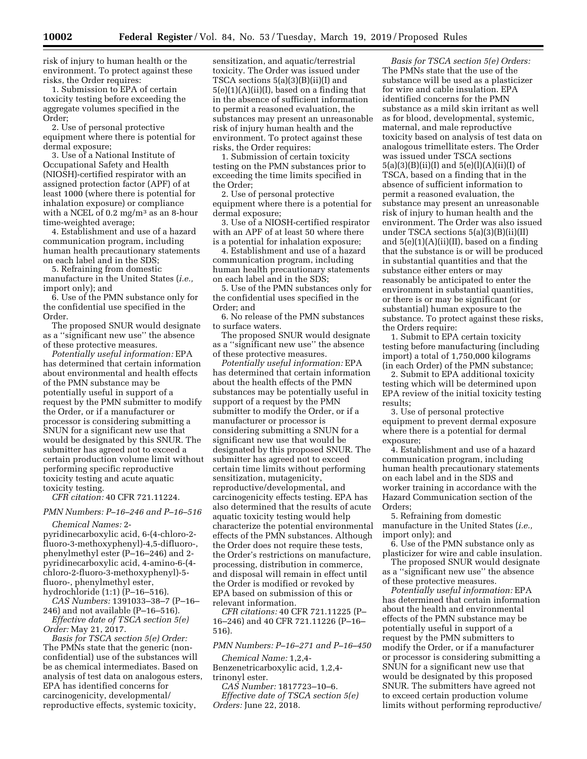risk of injury to human health or the environment. To protect against these risks, the Order requires:

1. Submission to EPA of certain toxicity testing before exceeding the aggregate volumes specified in the Order;
2. Use of personal protective equipment where there is potential for dermal exposure;
3. Use of a National Institute of Occupational Safety and Health (NIOSH)-certified respirator with an assigned protection factor (APF) of at least 1000 (where there is potential for inhalation exposure) or compliance with a NCEL of 0.2 mg/m³ as an 8-hour time-weighted average;
4. Establishment and use of a hazard communication program, including human health precautionary statements on each label and in the SDS;
5. Refraining from domestic manufacture in the United States (*i.e.,* import only); and
6. Use of the PMN substance only for the confidential use specified in the Order.

The proposed SNUR would designate as a ''significant new use'' the absence of these protective measures.

*Potentially useful information:* EPA has determined that certain information about environmental and health effects of the PMN substance may be potentially useful in support of a request by the PMN submitter to modify the Order, or if a manufacturer or processor is considering submitting a SNUN for a significant new use that would be designated by this SNUR. The submitter has agreed not to exceed a certain production volume limit without performing specific reproductive toxicity testing and acute aquatic toxicity testing.

*CFR citation:* 40 CFR 721.11224.

*PMN Numbers: P–16–246 and P–16–516*

*Chemical Names:* 2-pyridinecarboxylic acid, 6-(4-chloro-2-fluoro-3-methoxyphenyl)-4,5-difluoro-, phenylmethyl ester (P–16–246) and 2-pyridinecarboxylic acid, 4-amino-6-(4-chloro-2-fluoro-3-methoxyphenyl)-5-fluoro-, phenylmethyl ester, hydrochloride (1:1) (P–16–516).

*CAS Numbers:* 1391033–38–7 (P–16–246) and not available (P–16–516).

*Effective date of TSCA section 5(e) Order:* May 21, 2017.

*Basis for TSCA section 5(e) Order:* The PMNs state that the generic (non-confidential) use of the substances will be as chemical intermediates. Based on analysis of test data on analogous esters, EPA has identified concerns for carcinogenicity, developmental/reproductive effects, systemic toxicity, sensitization, and aquatic/terrestrial toxicity. The Order was issued under TSCA sections 5(a)(3)(B)(ii)(I) and 5(e)(1)(A)(ii)(I), based on a finding that in the absence of sufficient information to permit a reasoned evaluation, the substances may present an unreasonable risk of injury human health and the environment. To protect against these risks, the Order requires:

1. Submission of certain toxicity testing on the PMN substances prior to exceeding the time limits specified in the Order;
2. Use of personal protective equipment where there is a potential for dermal exposure;
3. Use of a NIOSH-certified respirator with an APF of at least 50 where there is a potential for inhalation exposure;
4. Establishment and use of a hazard communication program, including human health precautionary statements on each label and in the SDS;
5. Use of the PMN substances only for the confidential uses specified in the Order; and
6. No release of the PMN substances to surface waters.

The proposed SNUR would designate as a ''significant new use'' the absence of these protective measures.

*Potentially useful information:* EPA has determined that certain information about the health effects of the PMN substances may be potentially useful in support of a request by the PMN submitter to modify the Order, or if a manufacturer or processor is considering submitting a SNUN for a significant new use that would be designated by this proposed SNUR. The submitter has agreed not to exceed certain time limits without performing sensitization, mutagenicity, reproductive/developmental, and carcinogenicity effects testing. EPA has also determined that the results of acute aquatic toxicity testing would help characterize the potential environmental effects of the PMN substances. Although the Order does not require these tests, the Order's restrictions on manufacture, processing, distribution in commerce, and disposal will remain in effect until the Order is modified or revoked by EPA based on submission of this or relevant information.

*CFR citations:* 40 CFR 721.11225 (P–16–246) and 40 CFR 721.11226 (P–16–516).

*PMN Numbers: P–16–271 and P–16–450*

*Chemical Name:* 1,2,4-Benzenetricarboxylic acid, 1,2,4-trinonyl ester.

*CAS Number:* 1817723–10–6.

*Effective date of TSCA section 5(e) Orders:* June 22, 2018.

*Basis for TSCA section 5(e) Orders:* The PMNs state that the use of the substance will be used as a plasticizer for wire and cable insulation. EPA identified concerns for the PMN substance as a mild skin irritant as well as for blood, developmental, systemic, maternal, and male reproductive toxicity based on analysis of test data on analogous trimellitate esters. The Order was issued under TSCA sections 5(a)(3)(B)(ii)(I) and 5(e)(l)(A)(ii)(I) of TSCA, based on a finding that in the absence of sufficient information to permit a reasoned evaluation, the substance may present an unreasonable risk of injury to human health and the environment. The Order was also issued under TSCA sections 5(a)(3)(B)(ii)(II) and 5(e)(1)(A)(ii)(II), based on a finding that the substance is or will be produced in substantial quantities and that the substance either enters or may reasonably be anticipated to enter the environment in substantial quantities, or there is or may be significant (or substantial) human exposure to the substance. To protect against these risks, the Orders require:

1. Submit to EPA certain toxicity testing before manufacturing (including import) a total of 1,750,000 kilograms (in each Order) of the PMN substance;
2. Submit to EPA additional toxicity testing which will be determined upon EPA review of the initial toxicity testing results;
3. Use of personal protective equipment to prevent dermal exposure where there is a potential for dermal exposure;
4. Establishment and use of a hazard communication program, including human health precautionary statements on each label and in the SDS and worker training in accordance with the Hazard Communication section of the Orders;
5. Refraining from domestic manufacture in the United States (*i.e.,* import only); and
6. Use of the PMN substance only as plasticizer for wire and cable insulation.

The proposed SNUR would designate as a ''significant new use'' the absence of these protective measures.

*Potentially useful information:* EPA has determined that certain information about the health and environmental effects of the PMN substance may be potentially useful in support of a request by the PMN submitters to modify the Order, or if a manufacturer or processor is considering submitting a SNUN for a significant new use that would be designated by this proposed SNUR. The submitters have agreed not to exceed certain production volume limits without performing reproductive/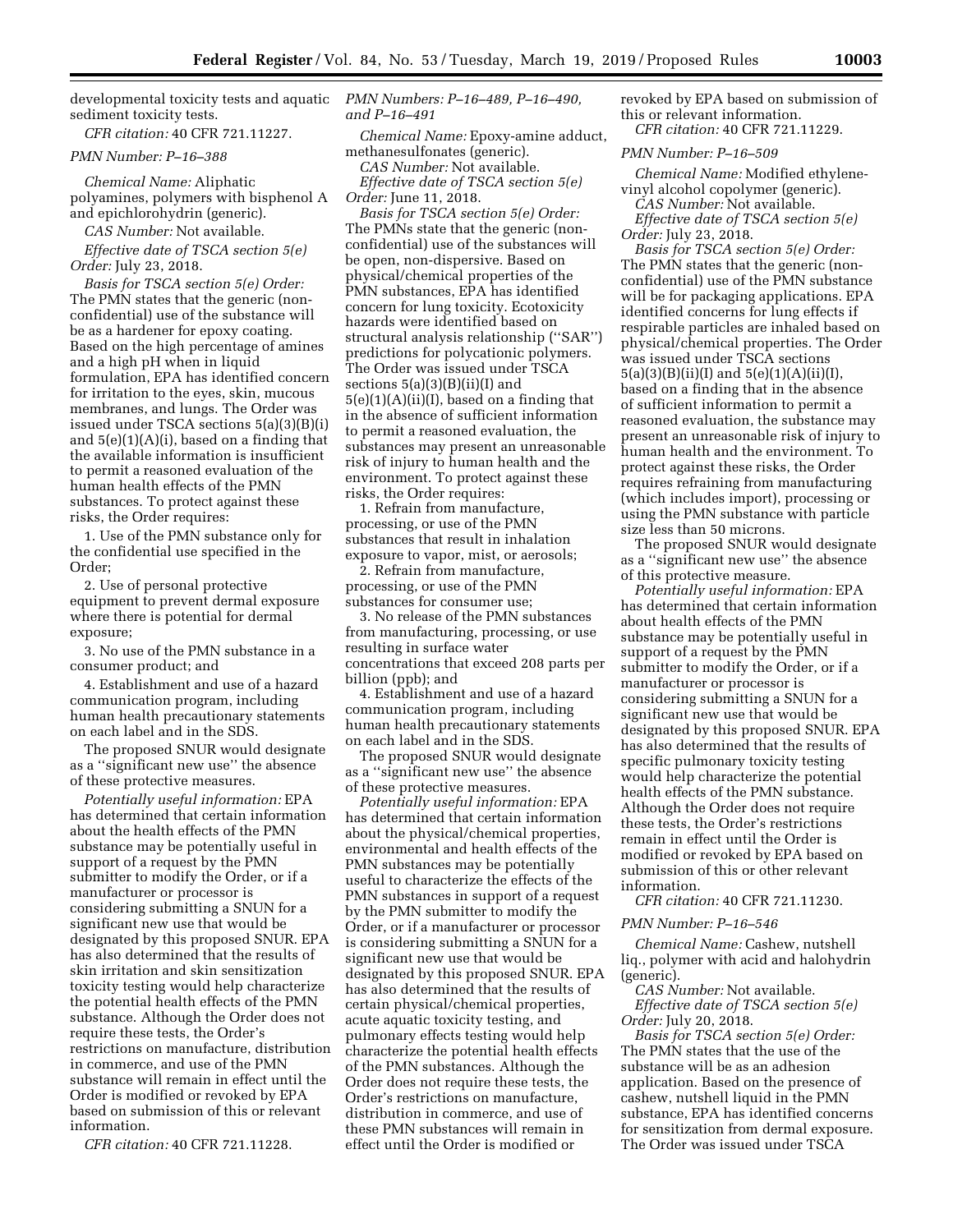developmental toxicity tests and aquatic sediment toxicity tests.

*CFR citation:* 40 CFR 721.11227.

*PMN Number: P–16–388*

*Chemical Name:* Aliphatic polyamines, polymers with bisphenol A and epichlorohydrin (generic).

*CAS Number:* Not available.

*Effective date of TSCA section 5(e) Order:* July 23, 2018.

*Basis for TSCA section 5(e) Order:* The PMN states that the generic (non-confidential) use of the substance will be as a hardener for epoxy coating. Based on the high percentage of amines and a high pH when in liquid formulation, EPA has identified concern for irritation to the eyes, skin, mucous membranes, and lungs. The Order was issued under TSCA sections 5(a)(3)(B)(i) and 5(e)(1)(A)(i), based on a finding that the available information is insufficient to permit a reasoned evaluation of the human health effects of the PMN substances. To protect against these risks, the Order requires:

1. Use of the PMN substance only for the confidential use specified in the Order;

2. Use of personal protective equipment to prevent dermal exposure where there is potential for dermal exposure;

3. No use of the PMN substance in a consumer product; and

4. Establishment and use of a hazard communication program, including human health precautionary statements on each label and in the SDS.

The proposed SNUR would designate as a ''significant new use'' the absence of these protective measures.

*Potentially useful information:* EPA has determined that certain information about the health effects of the PMN substance may be potentially useful in support of a request by the PMN submitter to modify the Order, or if a manufacturer or processor is considering submitting a SNUN for a significant new use that would be designated by this proposed SNUR. EPA has also determined that the results of skin irritation and skin sensitization toxicity testing would help characterize the potential health effects of the PMN substance. Although the Order does not require these tests, the Order's restrictions on manufacture, distribution in commerce, and use of the PMN substance will remain in effect until the Order is modified or revoked by EPA based on submission of this or relevant information.

*CFR citation:* 40 CFR 721.11228.

*PMN Numbers: P–16–489, P–16–490, and P–16–491*

*Chemical Name:* Epoxy-amine adduct, methanesulfonates (generic).

*CAS Number:* Not available.

*Effective date of TSCA section 5(e) Order:* June 11, 2018.

*Basis for TSCA section 5(e) Order:* The PMNs state that the generic (non-confidential) use of the substances will be open, non-dispersive. Based on physical/chemical properties of the PMN substances, EPA has identified concern for lung toxicity. Ecotoxicity hazards were identified based on structural analysis relationship (''SAR'') predictions for polycationic polymers. The Order was issued under TSCA sections 5(a)(3)(B)(ii)(I) and 5(e)(1)(A)(ii)(I), based on a finding that in the absence of sufficient information to permit a reasoned evaluation, the substances may present an unreasonable risk of injury to human health and the environment. To protect against these risks, the Order requires:

1. Refrain from manufacture, processing, or use of the PMN substances that result in inhalation exposure to vapor, mist, or aerosols;

2. Refrain from manufacture, processing, or use of the PMN substances for consumer use;

3. No release of the PMN substances from manufacturing, processing, or use resulting in surface water concentrations that exceed 208 parts per billion (ppb); and

4. Establishment and use of a hazard communication program, including human health precautionary statements on each label and in the SDS.

The proposed SNUR would designate as a ''significant new use'' the absence of these protective measures.

*Potentially useful information:* EPA has determined that certain information about the physical/chemical properties, environmental and health effects of the PMN substances may be potentially useful to characterize the effects of the PMN substances in support of a request by the PMN submitter to modify the Order, or if a manufacturer or processor is considering submitting a SNUN for a significant new use that would be designated by this proposed SNUR. EPA has also determined that the results of certain physical/chemical properties, acute aquatic toxicity testing, and pulmonary effects testing would help characterize the potential health effects of the PMN substances. Although the Order does not require these tests, the Order's restrictions on manufacture, distribution in commerce, and use of these PMN substances will remain in effect until the Order is modified or revoked by EPA based on submission of this or relevant information.

*CFR citation:* 40 CFR 721.11229.

*PMN Number: P–16–509*

*Chemical Name:* Modified ethylene-vinyl alcohol copolymer (generic).

*CAS Number:* Not available.

*Effective date of TSCA section 5(e) Order:* July 23, 2018.

*Basis for TSCA section 5(e) Order:* The PMN states that the generic (non-confidential) use of the PMN substance will be for packaging applications. EPA identified concerns for lung effects if respirable particles are inhaled based on physical/chemical properties. The Order was issued under TSCA sections 5(a)(3)(B)(ii)(I) and 5(e)(1)(A)(ii)(I), based on a finding that in the absence of sufficient information to permit a reasoned evaluation, the substance may present an unreasonable risk of injury to human health and the environment. To protect against these risks, the Order requires refraining from manufacturing (which includes import), processing or using the PMN substance with particle size less than 50 microns.

The proposed SNUR would designate as a ''significant new use'' the absence of this protective measure.

*Potentially useful information:* EPA has determined that certain information about health effects of the PMN substance may be potentially useful in support of a request by the PMN submitter to modify the Order, or if a manufacturer or processor is considering submitting a SNUR for a significant new use that would be designated by this proposed SNUR. EPA has also determined that the results of specific pulmonary toxicity testing would help characterize the potential health effects of the PMN substance. Although the Order does not require these tests, the Order's restrictions remain in effect until the Order is modified or revoked by EPA based on submission of this or other relevant information.

*CFR citation:* 40 CFR 721.11230.

*PMN Number: P–16–546*

*Chemical Name:* Cashew, nutshell liq., polymer with acid and halohydrin (generic).

*CAS Number:* Not available.

*Effective date of TSCA section 5(e) Order:* July 20, 2018.

*Basis for TSCA section 5(e) Order:* The PMN states that the use of the substance will be as an adhesion application. Based on the presence of cashew, nutshell liquid in the PMN substance, EPA has identified concerns for sensitization from dermal exposure. The Order was issued under TSCA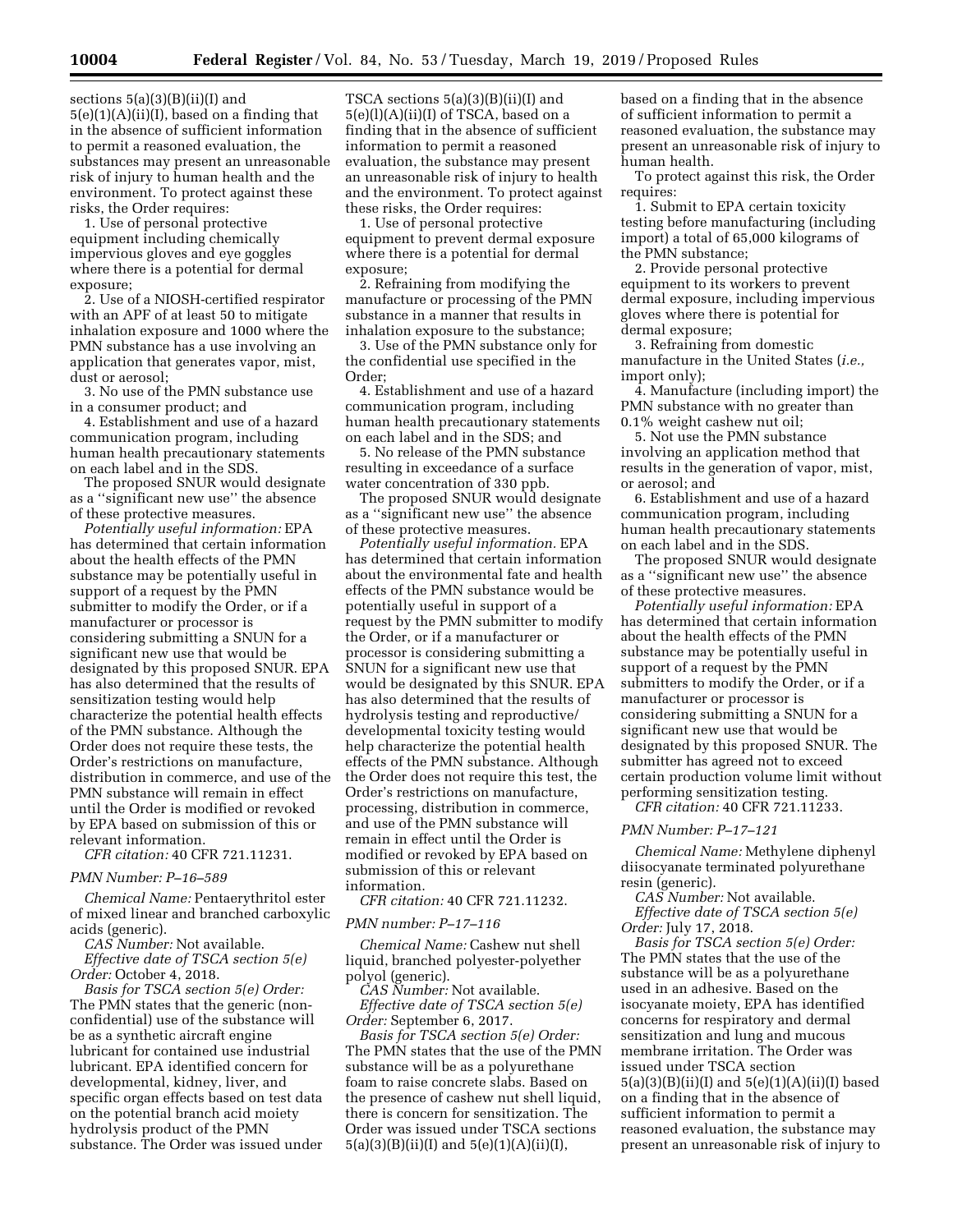sections 5(a)(3)(B)(ii)(I) and 5(e)(1)(A)(ii)(I), based on a finding that in the absence of sufficient information to permit a reasoned evaluation, the substances may present an unreasonable risk of injury to human health and the environment. To protect against these risks, the Order requires:

1. Use of personal protective equipment including chemically impervious gloves and eye goggles where there is a potential for dermal exposure;
2. Use of a NIOSH-certified respirator with an APF of at least 50 to mitigate inhalation exposure and 1000 where the PMN substance has a use involving an application that generates vapor, mist, dust or aerosol;
3. No use of the PMN substance use in a consumer product; and
4. Establishment and use of a hazard communication program, including human health precautionary statements on each label and in the SDS.

The proposed SNUR would designate as a ''significant new use'' the absence of these protective measures.

*Potentially useful information:* EPA has determined that certain information about the health effects of the PMN substance may be potentially useful in support of a request by the PMN submitter to modify the Order, or if a manufacturer or processor is considering submitting a SNUN for a significant new use that would be designated by this proposed SNUR. EPA has also determined that the results of sensitization testing would help characterize the potential health effects of the PMN substance. Although the Order does not require these tests, the Order's restrictions on manufacture, distribution in commerce, and use of the PMN substance will remain in effect until the Order is modified or revoked by EPA based on submission of this or relevant information.

*CFR citation:* 40 CFR 721.11231.

*PMN Number: P–16–589*

*Chemical Name:* Pentaerythritol ester of mixed linear and branched carboxylic acids (generic).

*CAS Number:* Not available.

*Effective date of TSCA section 5(e) Order:* October 4, 2018.

*Basis for TSCA section 5(e) Order:* The PMN states that the generic (non-confidential) use of the substance will be as a synthetic aircraft engine lubricant for contained use industrial lubricant. EPA identified concern for developmental, kidney, liver, and specific organ effects based on test data on the potential branch acid moiety hydrolysis product of the PMN substance. The Order was issued under TSCA sections 5(a)(3)(B)(ii)(I) and 5(e)(l)(A)(ii)(I) of TSCA, based on a finding that in the absence of sufficient information to permit a reasoned evaluation, the substance may present an unreasonable risk of injury to health and the environment. To protect against these risks, the Order requires:

1. Use of personal protective equipment to prevent dermal exposure where there is a potential for dermal exposure;
2. Refraining from modifying the manufacture or processing of the PMN substance in a manner that results in inhalation exposure to the substance;
3. Use of the PMN substance only for the confidential use specified in the Order;
4. Establishment and use of a hazard communication program, including human health precautionary statements on each label and in the SDS; and
5. No release of the PMN substance resulting in exceedance of a surface water concentration of 330 ppb.

The proposed SNUR would designate as a ''significant new use'' the absence of these protective measures.

*Potentially useful information.* EPA has determined that certain information about the environmental fate and health effects of the PMN substance would be potentially useful in support of a request by the PMN submitter to modify the Order, or if a manufacturer or processor is considering submitting a SNUN for a significant new use that would be designated by this SNUR. EPA has also determined that the results of hydrolysis testing and reproductive/developmental toxicity testing would help characterize the potential health effects of the PMN substance. Although the Order does not require this test, the Order's restrictions on manufacture, processing, distribution in commerce, and use of the PMN substance will remain in effect until the Order is modified or revoked by EPA based on submission of this or relevant information.

*CFR citation:* 40 CFR 721.11232.

*PMN number: P–17–116*

*Chemical Name:* Cashew nut shell liquid, branched polyester-polyether polyol (generic).

*CAS Number:* Not available.

*Effective date of TSCA section 5(e) Order:* September 6, 2017.

*Basis for TSCA section 5(e) Order:* The PMN states that the use of the PMN substance will be as a polyurethane foam to raise concrete slabs. Based on the presence of cashew nut shell liquid, there is concern for sensitization. The Order was issued under TSCA sections 5(a)(3)(B)(ii)(I) and 5(e)(1)(A)(ii)(I), based on a finding that in the absence of sufficient information to permit a reasoned evaluation, the substance may present an unreasonable risk of injury to human health.

To protect against this risk, the Order requires:

1. Submit to EPA certain toxicity testing before manufacturing (including import) a total of 65,000 kilograms of the PMN substance;
2. Provide personal protective equipment to its workers to prevent dermal exposure, including impervious gloves where there is potential for dermal exposure;
3. Refraining from domestic manufacture in the United States (*i.e.,* import only);
4. Manufacture (including import) the PMN substance with no greater than 0.1% weight cashew nut oil;
5. Not use the PMN substance involving an application method that results in the generation of vapor, mist, or aerosol; and
6. Establishment and use of a hazard communication program, including human health precautionary statements on each label and in the SDS.

The proposed SNUR would designate as a ''significant new use'' the absence of these protective measures.

*Potentially useful information:* EPA has determined that certain information about the health effects of the PMN substance may be potentially useful in support of a request by the PMN submitters to modify the Order, or if a manufacturer or processor is considering submitting a SNUN for a significant new use that would be designated by this proposed SNUR. The submitter has agreed not to exceed certain production volume limit without performing sensitization testing.

*CFR citation:* 40 CFR 721.11233.

*PMN Number: P–17–121*

*Chemical Name:* Methylene diphenyl diisocyanate terminated polyurethane resin (generic).

*CAS Number:* Not available.

*Effective date of TSCA section 5(e) Order:* July 17, 2018.

*Basis for TSCA section 5(e) Order:* The PMN states that the use of the substance will be as a polyurethane used in an adhesive. Based on the isocyanate moiety, EPA has identified concerns for respiratory and dermal sensitization and lung and mucous membrane irritation. The Order was issued under TSCA section 5(a)(3)(B)(ii)(I) and 5(e)(1)(A)(ii)(I) based on a finding that in the absence of sufficient information to permit a reasoned evaluation, the substance may present an unreasonable risk of injury to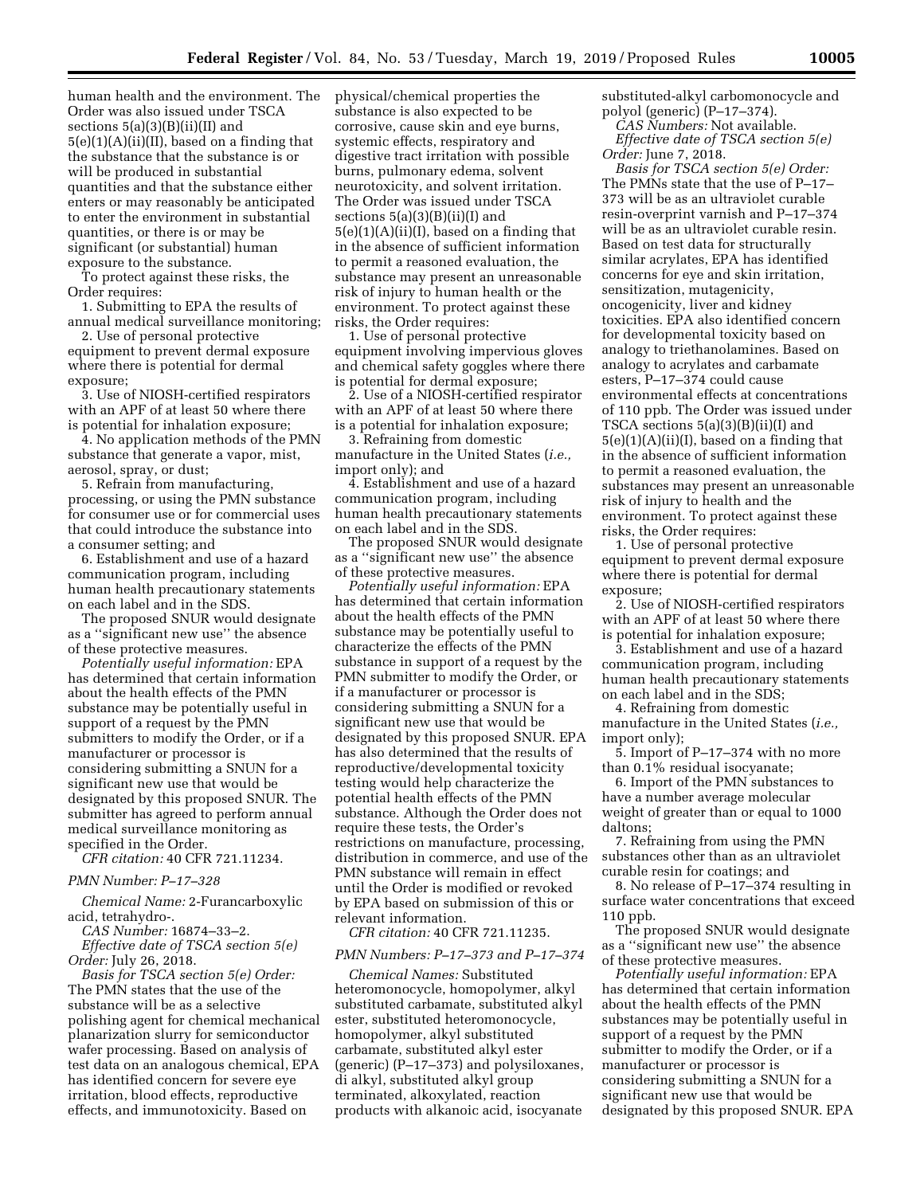human health and the environment. The Order was also issued under TSCA sections 5(a)(3)(B)(ii)(II) and 5(e)(1)(A)(ii)(II), based on a finding that the substance is or will be produced in substantial quantities and that the substance either enters or may reasonably be anticipated to enter the environment in substantial quantities, or there is or may be significant (or substantial) human exposure to the substance.

To protect against these risks, the Order requires:

1. Submitting to EPA the results of annual medical surveillance monitoring;
2. Use of personal protective equipment to prevent dermal exposure where there is potential for dermal exposure;
3. Use of NIOSH-certified respirators with an APF of at least 50 where there is potential for inhalation exposure;
4. No application methods of the PMN substance that generate a vapor, mist, aerosol, spray, or dust;
5. Refrain from manufacturing, processing, or using the PMN substance for consumer use or for commercial uses that could introduce the substance into a consumer setting; and
6. Establishment and use of a hazard communication program, including human health precautionary statements on each label and in the SDS.

The proposed SNUR would designate as a ''significant new use'' the absence of these protective measures.

*Potentially useful information:* EPA has determined that certain information about the health effects of the PMN substance may be potentially useful in support of a request by the PMN submitters to modify the Order, or if a manufacturer or processor is considering submitting a SNUN for a significant new use that would be designated by this proposed SNUR. The submitter has agreed to perform annual medical surveillance monitoring as specified in the Order.

*CFR citation:* 40 CFR 721.11234.

*PMN Number: P–17–328*

*Chemical Name:* 2-Furancarboxylic acid, tetrahydro-.

*CAS Number:* 16874–33–2.

*Effective date of TSCA section 5(e) Order:* July 26, 2018.

*Basis for TSCA section 5(e) Order:* The PMN states that the use of the substance will be as a selective polishing agent for chemical mechanical planarization slurry for semiconductor wafer processing. Based on analysis of test data on an analogous chemical, EPA has identified concern for severe eye irritation, blood effects, reproductive effects, and immunotoxicity. Based on physical/chemical properties the substance is also expected to be corrosive, cause skin and eye burns, systemic effects, respiratory and digestive tract irritation with possible burns, pulmonary edema, solvent neurotoxicity, and solvent irritation. The Order was issued under TSCA sections 5(a)(3)(B)(ii)(I) and 5(e)(1)(A)(ii)(I), based on a finding that in the absence of sufficient information to permit a reasoned evaluation, the substance may present an unreasonable risk of injury to human health or the environment. To protect against these risks, the Order requires:

1. Use of personal protective equipment involving impervious gloves and chemical safety goggles where there is potential for dermal exposure;
2. Use of a NIOSH-certified respirator with an APF of at least 50 where there is a potential for inhalation exposure;
3. Refraining from domestic manufacture in the United States (*i.e.,* import only); and
4. Establishment and use of a hazard communication program, including human health precautionary statements on each label and in the SDS.

The proposed SNUR would designate as a ''significant new use'' the absence of these protective measures.

*Potentially useful information:* EPA has determined that certain information about the health effects of the PMN substance may be potentially useful to characterize the effects of the PMN substance in support of a request by the PMN submitter to modify the Order, or if a manufacturer or processor is considering submitting a SNUN for a significant new use that would be designated by this proposed SNUR. EPA has also determined that the results of reproductive/developmental toxicity testing would help characterize the potential health effects of the PMN substance. Although the Order does not require these tests, the Order's restrictions on manufacture, processing, distribution in commerce, and use of the PMN substance will remain in effect until the Order is modified or revoked by EPA based on submission of this or relevant information.

*CFR citation:* 40 CFR 721.11235.

*PMN Numbers: P–17–373 and P–17–374*

*Chemical Names:* Substituted heteromonocycle, homopolymer, alkyl substituted carbamate, substituted alkyl ester, substituted heteromonocycle, homopolymer, alkyl substituted carbamate, substituted alkyl ester (generic) (P–17–373) and polysiloxanes, di alkyl, substituted alkyl group terminated, alkoxylated, reaction products with alkanoic acid, isocyanate substituted-alkyl carbomonocycle and polyol (generic) (P–17–374).

*CAS Numbers:* Not available.

*Effective date of TSCA section 5(e) Order:* June 7, 2018.

*Basis for TSCA section 5(e) Order:* The PMNs state that the use of P–17–373 will be as an ultraviolet curable resin-overprint varnish and P–17–374 will be as an ultraviolet curable resin. Based on test data for structurally similar acrylates, EPA has identified concerns for eye and skin irritation, sensitization, mutagenicity, oncogenicity, liver and kidney toxicities. EPA also identified concern for developmental toxicity based on analogy to triethanolamines. Based on analogy to acrylates and carbamate esters, P–17–374 could cause environmental effects at concentrations of 110 ppb. The Order was issued under TSCA sections 5(a)(3)(B)(ii)(I) and 5(e)(1)(A)(ii)(I), based on a finding that in the absence of sufficient information to permit a reasoned evaluation, the substances may present an unreasonable risk of injury to health and the environment. To protect against these risks, the Order requires:

1. Use of personal protective equipment to prevent dermal exposure where there is potential for dermal exposure;
2. Use of NIOSH-certified respirators with an APF of at least 50 where there is potential for inhalation exposure;
3. Establishment and use of a hazard communication program, including human health precautionary statements on each label and in the SDS;
4. Refraining from domestic manufacture in the United States (*i.e.,* import only);
5. Import of P–17–374 with no more than 0.1% residual isocyanate;
6. Import of the PMN substances to have a number average molecular weight of greater than or equal to 1000 daltons;
7. Refraining from using the PMN substances other than as an ultraviolet curable resin for coatings; and
8. No release of P–17–374 resulting in surface water concentrations that exceed 110 ppb.

The proposed SNUR would designate as a ''significant new use'' the absence of these protective measures.

*Potentially useful information:* EPA has determined that certain information about the health effects of the PMN substances may be potentially useful in support of a request by the PMN submitter to modify the Order, or if a manufacturer or processor is considering submitting a SNUN for a significant new use that would be designated by this proposed SNUR. EPA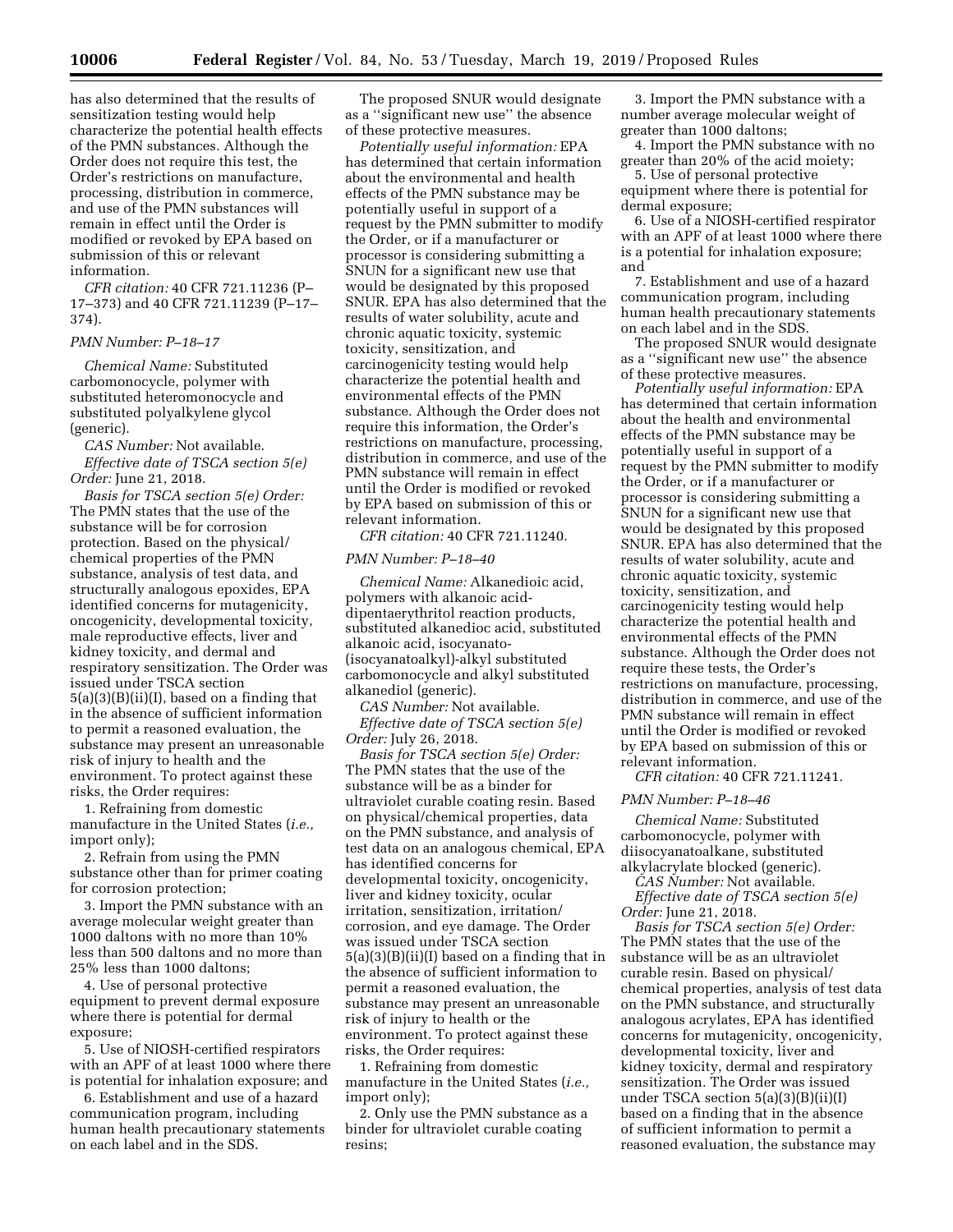has also determined that the results of sensitization testing would help characterize the potential health effects of the PMN substances. Although the Order does not require this test, the Order's restrictions on manufacture, processing, distribution in commerce, and use of the PMN substances will remain in effect until the Order is modified or revoked by EPA based on submission of this or relevant information.

*CFR citation:* 40 CFR 721.11236 (P–17–373) and 40 CFR 721.11239 (P–17–374).

*PMN Number: P–18–17*

*Chemical Name:* Substituted carbomonocycle, polymer with substituted heteromonocycle and substituted polyalkylene glycol (generic).

*CAS Number:* Not available.

*Effective date of TSCA section 5(e) Order:* June 21, 2018.

*Basis for TSCA section 5(e) Order:* The PMN states that the use of the substance will be for corrosion protection. Based on the physical/chemical properties of the PMN substance, analysis of test data, and structurally analogous epoxides, EPA identified concerns for mutagenicity, oncogenicity, developmental toxicity, male reproductive effects, liver and kidney toxicity, and dermal and respiratory sensitization. The Order was issued under TSCA section 5(a)(3)(B)(ii)(I), based on a finding that in the absence of sufficient information to permit a reasoned evaluation, the substance may present an unreasonable risk of injury to health and the environment. To protect against these risks, the Order requires:

1. Refraining from domestic manufacture in the United States (*i.e.,* import only);
2. Refrain from using the PMN substance other than for primer coating for corrosion protection;
3. Import the PMN substance with an average molecular weight greater than 1000 daltons with no more than 10% less than 500 daltons and no more than 25% less than 1000 daltons;
4. Use of personal protective equipment to prevent dermal exposure where there is potential for dermal exposure;
5. Use of NIOSH-certified respirators with an APF of at least 1000 where there is potential for inhalation exposure; and
6. Establishment and use of a hazard communication program, including human health precautionary statements on each label and in the SDS.

The proposed SNUR would designate as a ''significant new use'' the absence of these protective measures.

*Potentially useful information:* EPA has determined that certain information about the environmental and health effects of the PMN substance may be potentially useful in support of a request by the PMN submitter to modify the Order, or if a manufacturer or processor is considering submitting a SNUN for a significant new use that would be designated by this proposed SNUR. EPA has also determined that the results of water solubility, acute and chronic aquatic toxicity, systemic toxicity, sensitization, and carcinogenicity testing would help characterize the potential health and environmental effects of the PMN substance. Although the Order does not require this information, the Order's restrictions on manufacture, processing, distribution in commerce, and use of the PMN substance will remain in effect until the Order is modified or revoked by EPA based on submission of this or relevant information.

*CFR citation:* 40 CFR 721.11240.

*PMN Number: P–18–40*

*Chemical Name:* Alkanedioic acid, polymers with alkanoic acid-dipentaerythritol reaction products, substituted alkanedioc acid, substituted alkanoic acid, isocyanato-(isocyanatoalkyl)-alkyl substituted carbomonocycle and alkyl substituted alkanediol (generic).

*CAS Number:* Not available.

*Effective date of TSCA section 5(e) Order:* July 26, 2018.

*Basis for TSCA section 5(e) Order:* The PMN states that the use of the substance will be as a binder for ultraviolet curable coating resin. Based on physical/chemical properties, data on the PMN substance, and analysis of test data on an analogous chemical, EPA has identified concerns for developmental toxicity, oncogenicity, liver and kidney toxicity, ocular irritation, sensitization, irritation/corrosion, and eye damage. The Order was issued under TSCA section 5(a)(3)(B)(ii)(I) based on a finding that in the absence of sufficient information to permit a reasoned evaluation, the substance may present an unreasonable risk of injury to health or the environment. To protect against these risks, the Order requires:

1. Refraining from domestic manufacture in the United States (*i.e.,* import only);
2. Only use the PMN substance as a binder for ultraviolet curable coating resins;
3. Import the PMN substance with a number average molecular weight of greater than 1000 daltons;
4. Import the PMN substance with no greater than 20% of the acid moiety;
5. Use of personal protective equipment where there is potential for dermal exposure;
6. Use of a NIOSH-certified respirator with an APF of at least 1000 where there is a potential for inhalation exposure; and
7. Establishment and use of a hazard communication program, including human health precautionary statements on each label and in the SDS.

The proposed SNUR would designate as a ''significant new use'' the absence of these protective measures.

*Potentially useful information:* EPA has determined that certain information about the health and environmental effects of the PMN substance may be potentially useful in support of a request by the PMN submitter to modify the Order, or if a manufacturer or processor is considering submitting a SNUN for a significant new use that would be designated by this proposed SNUR. EPA has also determined that the results of water solubility, acute and chronic aquatic toxicity, systemic toxicity, sensitization, and carcinogenicity testing would help characterize the potential health and environmental effects of the PMN substance. Although the Order does not require these tests, the Order's restrictions on manufacture, processing, distribution in commerce, and use of the PMN substance will remain in effect until the Order is modified or revoked by EPA based on submission of this or relevant information.

*CFR citation:* 40 CFR 721.11241.

*PMN Number: P–18–46*

*Chemical Name:* Substituted carbomonocycle, polymer with diisocyanatoalkane, substituted alkylacrylate blocked (generic).

*CAS Number:* Not available.

*Effective date of TSCA section 5(e) Order:* June 21, 2018.

*Basis for TSCA section 5(e) Order:* The PMN states that the use of the substance will be as an ultraviolet curable resin. Based on physical/chemical properties, analysis of test data on the PMN substance, and structurally analogous acrylates, EPA has identified concerns for mutagenicity, oncogenicity, developmental toxicity, liver and kidney toxicity, dermal and respiratory sensitization. The Order was issued under TSCA section 5(a)(3)(B)(ii)(I) based on a finding that in the absence of sufficient information to permit a reasoned evaluation, the substance may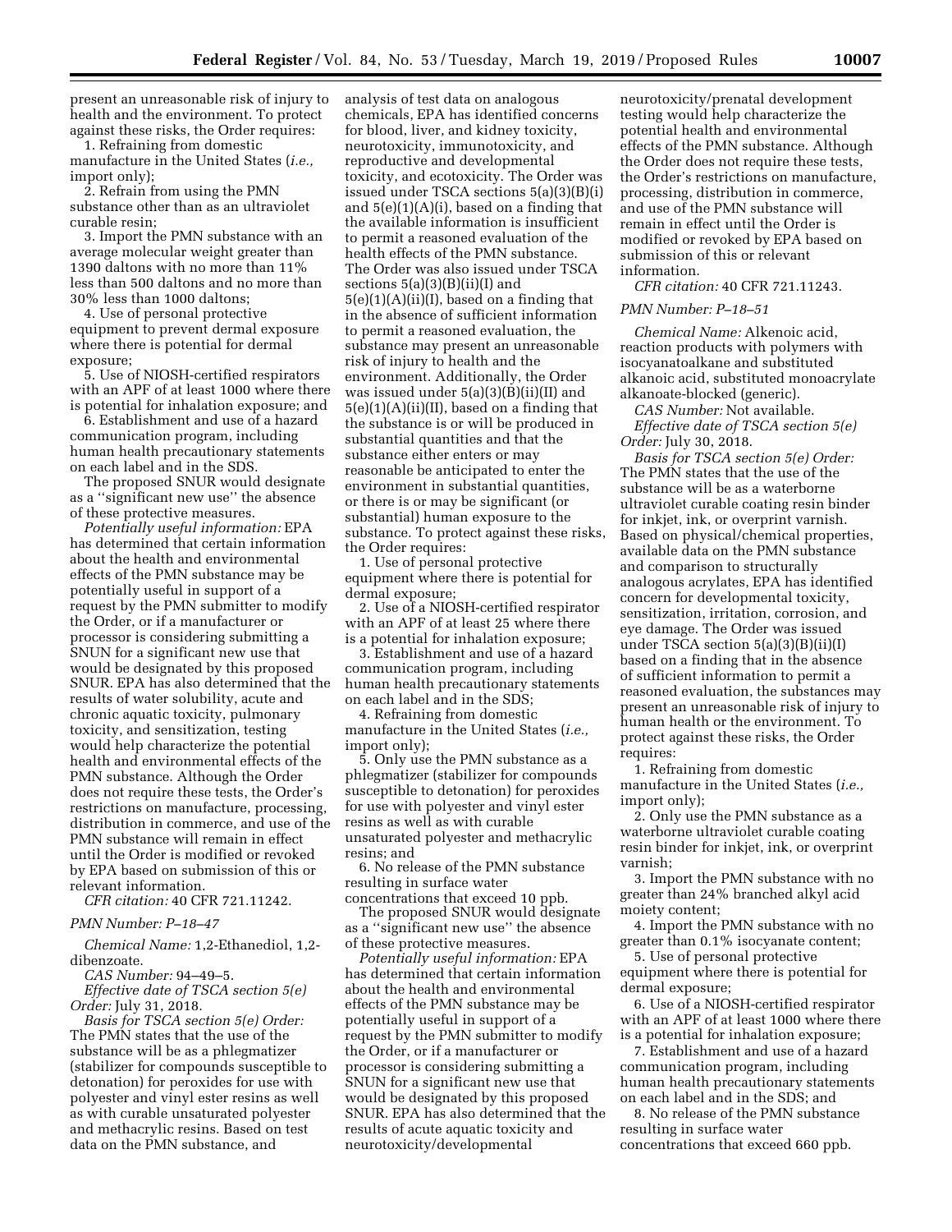present an unreasonable risk of injury to health and the environment. To protect against these risks, the Order requires:

1. Refraining from domestic manufacture in the United States (*i.e.,* import only);

2. Refrain from using the PMN substance other than as an ultraviolet curable resin;

3. Import the PMN substance with an average molecular weight greater than 1390 daltons with no more than 11% less than 500 daltons and no more than 30% less than 1000 daltons;

4. Use of personal protective equipment to prevent dermal exposure where there is potential for dermal exposure;

5. Use of NIOSH-certified respirators with an APF of at least 1000 where there is potential for inhalation exposure; and

6. Establishment and use of a hazard communication program, including human health precautionary statements on each label and in the SDS.

The proposed SNUR would designate as a ''significant new use'' the absence of these protective measures.

*Potentially useful information:* EPA has determined that certain information about the health and environmental effects of the PMN substance may be potentially useful in support of a request by the PMN submitter to modify the Order, or if a manufacturer or processor is considering submitting a SNUN for a significant new use that would be designated by this proposed SNUR. EPA has also determined that the results of water solubility, acute and chronic aquatic toxicity, pulmonary toxicity, and sensitization, testing would help characterize the potential health and environmental effects of the PMN substance. Although the Order does not require these tests, the Order's restrictions on manufacture, processing, distribution in commerce, and use of the PMN substance will remain in effect until the Order is modified or revoked by EPA based on submission of this or relevant information.

*CFR citation:* 40 CFR 721.11242.

*PMN Number: P–18–47*

*Chemical Name:* 1,2-Ethanediol, 1,2-dibenzoate.

*CAS Number:* 94–49–5.

*Effective date of TSCA section 5(e) Order:* July 31, 2018.

*Basis for TSCA section 5(e) Order:* The PMN states that the use of the substance will be as a phlegmatizer (stabilizer for compounds susceptible to detonation) for peroxides for use with polyester and vinyl ester resins as well as with curable unsaturated polyester and methacrylic resins. Based on test data on the PMN substance, and analysis of test data on analogous chemicals, EPA has identified concerns for blood, liver, and kidney toxicity, neurotoxicity, immunotoxicity, and reproductive and developmental toxicity, and ecotoxicity. The Order was issued under TSCA sections 5(a)(3)(B)(i) and 5(e)(1)(A)(i), based on a finding that the available information is insufficient to permit a reasoned evaluation of the health effects of the PMN substance. The Order was also issued under TSCA sections 5(a)(3)(B)(ii)(I) and 5(e)(1)(A)(ii)(I), based on a finding that in the absence of sufficient information to permit a reasoned evaluation, the substance may present an unreasonable risk of injury to health and the environment. Additionally, the Order was issued under 5(a)(3)(B)(ii)(II) and 5(e)(1)(A)(ii)(II), based on a finding that the substance is or will be produced in substantial quantities and that the substance either enters or may reasonable be anticipated to enter the environment in substantial quantities, or there is or may be significant (or substantial) human exposure to the substance. To protect against these risks, the Order requires:

1. Use of personal protective equipment where there is potential for dermal exposure;

2. Use of a NIOSH-certified respirator with an APF of at least 25 where there is a potential for inhalation exposure;

3. Establishment and use of a hazard communication program, including human health precautionary statements on each label and in the SDS;

4. Refraining from domestic manufacture in the United States (*i.e.,* import only);

5. Only use the PMN substance as a phlegmatizer (stabilizer for compounds susceptible to detonation) for peroxides for use with polyester and vinyl ester resins as well as with curable unsaturated polyester and methacrylic resins; and

6. No release of the PMN substance resulting in surface water concentrations that exceed 10 ppb.

The proposed SNUR would designate as a ''significant new use'' the absence of these protective measures.

*Potentially useful information:* EPA has determined that certain information about the health and environmental effects of the PMN substance may be potentially useful in support of a request by the PMN submitter to modify the Order, or if a manufacturer or processor is considering submitting a SNUN for a significant new use that would be designated by this proposed SNUR. EPA has also determined that the results of acute aquatic toxicity and neurotoxicity/developmental neurotoxicity/prenatal development testing would help characterize the potential health and environmental effects of the PMN substance. Although the Order does not require these tests, the Order's restrictions on manufacture, processing, distribution in commerce, and use of the PMN substance will remain in effect until the Order is modified or revoked by EPA based on submission of this or relevant information.

*CFR citation:* 40 CFR 721.11243.

*PMN Number: P–18–51*

*Chemical Name:* Alkenoic acid, reaction products with polymers with isocyanatoalkane and substituted alkanoic acid, substituted monoacrylate alkanoate-blocked (generic).

*CAS Number:* Not available.

*Effective date of TSCA section 5(e) Order:* July 30, 2018.

*Basis for TSCA section 5(e) Order:* The PMN states that the use of the substance will be as a waterborne ultraviolet curable coating resin binder for inkjet, ink, or overprint varnish. Based on physical/chemical properties, available data on the PMN substance and comparison to structurally analogous acrylates, EPA has identified concern for developmental toxicity, sensitization, irritation, corrosion, and eye damage. The Order was issued under TSCA section 5(a)(3)(B)(ii)(I) based on a finding that in the absence of sufficient information to permit a reasoned evaluation, the substances may present an unreasonable risk of injury to human health or the environment. To protect against these risks, the Order requires:

1. Refraining from domestic manufacture in the United States (*i.e.,* import only);

2. Only use the PMN substance as a waterborne ultraviolet curable coating resin binder for inkjet, ink, or overprint varnish;

3. Import the PMN substance with no greater than 24% branched alkyl acid moiety content;

4. Import the PMN substance with no greater than 0.1% isocyanate content;

5. Use of personal protective equipment where there is potential for dermal exposure;

6. Use of a NIOSH-certified respirator with an APF of at least 1000 where there is a potential for inhalation exposure;

7. Establishment and use of a hazard communication program, including human health precautionary statements on each label and in the SDS; and

8. No release of the PMN substance resulting in surface water concentrations that exceed 660 ppb.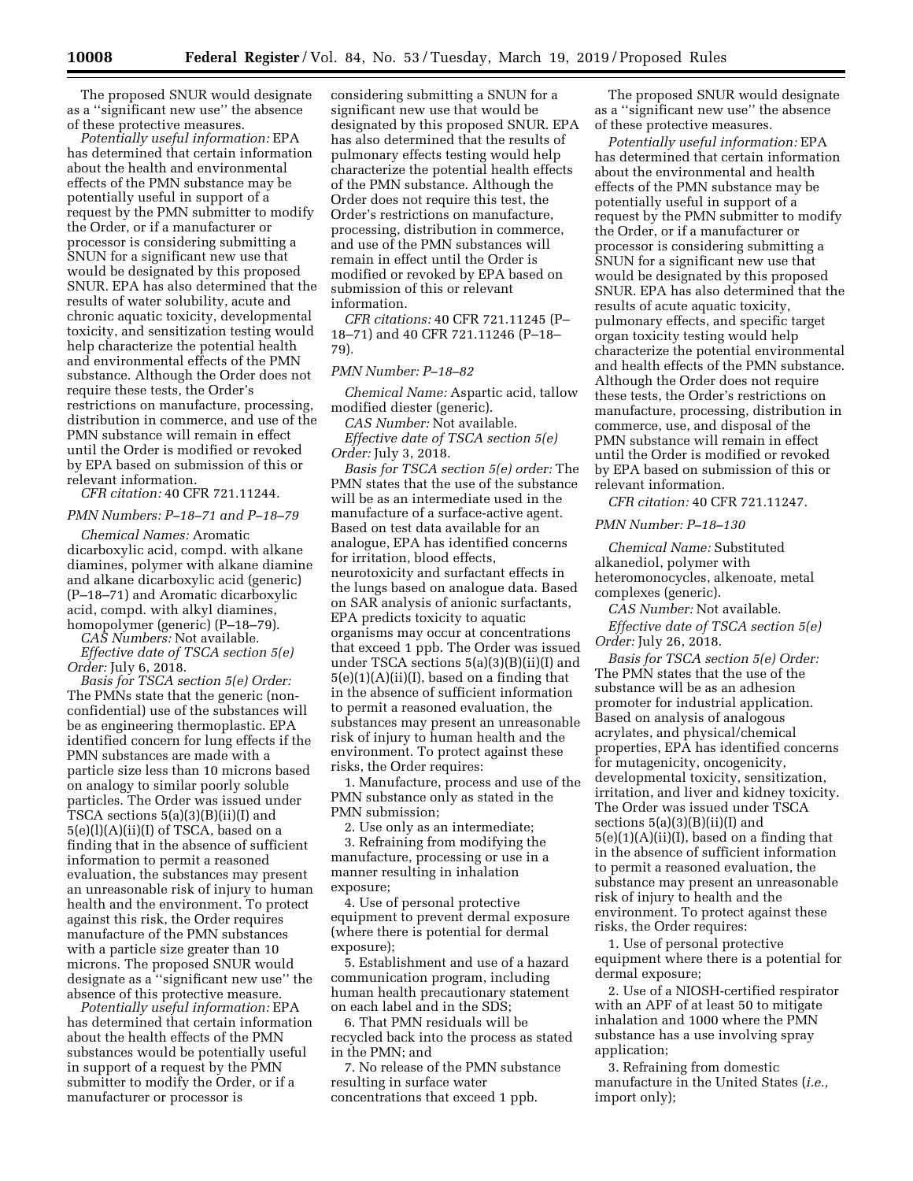The proposed SNUR would designate as a ''significant new use'' the absence of these protective measures.

*Potentially useful information:* EPA has determined that certain information about the health and environmental effects of the PMN substance may be potentially useful in support of a request by the PMN submitter to modify the Order, or if a manufacturer or processor is considering submitting a SNUN for a significant new use that would be designated by this proposed SNUR. EPA has also determined that the results of water solubility, acute and chronic aquatic toxicity, developmental toxicity, and sensitization testing would help characterize the potential health and environmental effects of the PMN substance. Although the Order does not require these tests, the Order's restrictions on manufacture, processing, distribution in commerce, and use of the PMN substance will remain in effect until the Order is modified or revoked by EPA based on submission of this or relevant information.

*CFR citation:* 40 CFR 721.11244.

*PMN Numbers: P–18–71 and P–18–79*

*Chemical Names:* Aromatic dicarboxylic acid, compd. with alkane diamines, polymer with alkane diamine and alkane dicarboxylic acid (generic) (P–18–71) and Aromatic dicarboxylic acid, compd. with alkyl diamines, homopolymer (generic) (P–18–79).

*CAS Numbers:* Not available.

*Effective date of TSCA section 5(e) Order:* July 6, 2018.

*Basis for TSCA section 5(e) Order:* The PMNs state that the generic (non-confidential) use of the substances will be as engineering thermoplastic. EPA identified concern for lung effects if the PMN substances are made with a particle size less than 10 microns based on analogy to similar poorly soluble particles. The Order was issued under TSCA sections 5(a)(3)(B)(ii)(I) and 5(e)(l)(A)(ii)(I) of TSCA, based on a finding that in the absence of sufficient information to permit a reasoned evaluation, the substances may present an unreasonable risk of injury to human health and the environment. To protect against this risk, the Order requires manufacture of the PMN substances with a particle size greater than 10 microns. The proposed SNUR would designate as a ''significant new use'' the absence of this protective measure.

*Potentially useful information:* EPA has determined that certain information about the health effects of the PMN substances would be potentially useful in support of a request by the PMN submitter to modify the Order, or if a manufacturer or processor is considering submitting a SNUN for a significant new use that would be designated by this proposed SNUR. EPA has also determined that the results of pulmonary effects testing would help characterize the potential health effects of the PMN substance. Although the Order does not require this test, the Order's restrictions on manufacture, processing, distribution in commerce, and use of the PMN substances will remain in effect until the Order is modified or revoked by EPA based on submission of this or relevant information.

*CFR citations:* 40 CFR 721.11245 (P–18–71) and 40 CFR 721.11246 (P–18–79).

*PMN Number: P–18–82*

*Chemical Name:* Aspartic acid, tallow modified diester (generic).

*CAS Number:* Not available.

*Effective date of TSCA section 5(e) Order:* July 3, 2018.

*Basis for TSCA section 5(e) order:* The PMN states that the use of the substance will be as an intermediate used in the manufacture of a surface-active agent. Based on test data available for an analogue, EPA has identified concerns for irritation, blood effects, neurotoxicity and surfactant effects in the lungs based on analogue data. Based on SAR analysis of anionic surfactants, EPA predicts toxicity to aquatic organisms may occur at concentrations that exceed 1 ppb. The Order was issued under TSCA sections 5(a)(3)(B)(ii)(I) and 5(e)(1)(A)(ii)(I), based on a finding that in the absence of sufficient information to permit a reasoned evaluation, the substances may present an unreasonable risk of injury to human health and the environment. To protect against these risks, the Order requires:

1. Manufacture, process and use of the PMN substance only as stated in the PMN submission;
2. Use only as an intermediate;
3. Refraining from modifying the manufacture, processing or use in a manner resulting in inhalation exposure;
4. Use of personal protective equipment to prevent dermal exposure (where there is potential for dermal exposure);
5. Establishment and use of a hazard communication program, including human health precautionary statement on each label and in the SDS;
6. That PMN residuals will be recycled back into the process as stated in the PMN; and
7. No release of the PMN substance resulting in surface water concentrations that exceed 1 ppb.

The proposed SNUR would designate as a ''significant new use'' the absence of these protective measures.

*Potentially useful information:* EPA has determined that certain information about the environmental and health effects of the PMN substance may be potentially useful in support of a request by the PMN submitter to modify the Order, or if a manufacturer or processor is considering submitting a SNUN for a significant new use that would be designated by this proposed SNUR. EPA has also determined that the results of acute aquatic toxicity, pulmonary effects, and specific target organ toxicity testing would help characterize the potential environmental and health effects of the PMN substance. Although the Order does not require these tests, the Order's restrictions on manufacture, processing, distribution in commerce, use, and disposal of the PMN substance will remain in effect until the Order is modified or revoked by EPA based on submission of this or relevant information.

*CFR citation:* 40 CFR 721.11247.

*PMN Number: P–18–130*

*Chemical Name:* Substituted alkanediol, polymer with heteromonocycles, alkenoate, metal complexes (generic).

*CAS Number:* Not available.

*Effective date of TSCA section 5(e) Order:* July 26, 2018.

*Basis for TSCA section 5(e) Order:* The PMN states that the use of the substance will be as an adhesion promoter for industrial application. Based on analysis of analogous acrylates, and physical/chemical properties, EPA has identified concerns for mutagenicity, oncogenicity, developmental toxicity, sensitization, irritation, and liver and kidney toxicity. The Order was issued under TSCA sections 5(a)(3)(B)(ii)(I) and 5(e)(1)(A)(ii)(I), based on a finding that in the absence of sufficient information to permit a reasoned evaluation, the substance may present an unreasonable risk of injury to health and the environment. To protect against these risks, the Order requires:

1. Use of personal protective equipment where there is a potential for dermal exposure;
2. Use of a NIOSH-certified respirator with an APF of at least 50 to mitigate inhalation and 1000 where the PMN substance has a use involving spray application;
3. Refraining from domestic manufacture in the United States (*i.e.,* import only);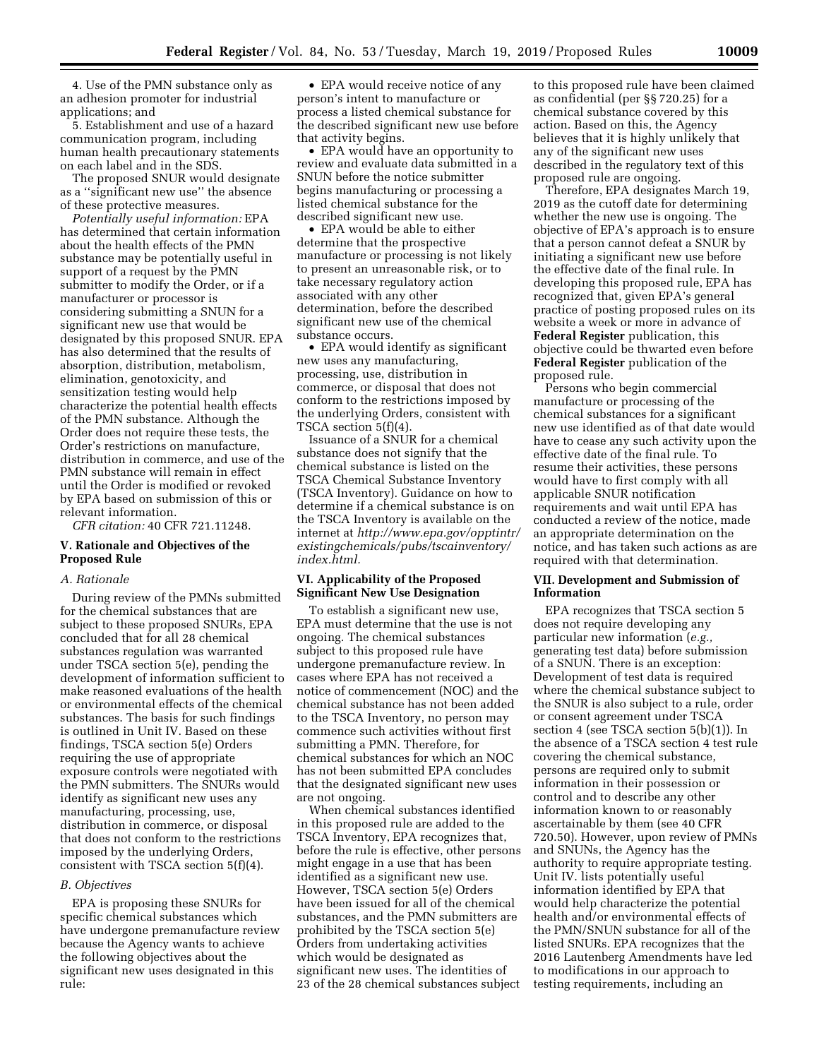4. Use of the PMN substance only as an adhesion promoter for industrial applications; and

5. Establishment and use of a hazard communication program, including human health precautionary statements on each label and in the SDS.

The proposed SNUR would designate as a ''significant new use'' the absence of these protective measures.

*Potentially useful information:* EPA has determined that certain information about the health effects of the PMN substance may be potentially useful in support of a request by the PMN submitter to modify the Order, or if a manufacturer or processor is considering submitting a SNUN for a significant new use that would be designated by this proposed SNUR. EPA has also determined that the results of absorption, distribution, metabolism, elimination, genotoxicity, and sensitization testing would help characterize the potential health effects of the PMN substance. Although the Order does not require these tests, the Order's restrictions on manufacture, distribution in commerce, and use of the PMN substance will remain in effect until the Order is modified or revoked by EPA based on submission of this or relevant information.

*CFR citation:* 40 CFR 721.11248.

## V. Rationale and Objectives of the Proposed Rule

### *A. Rationale*

During review of the PMNs submitted for the chemical substances that are subject to these proposed SNURs, EPA concluded that for all 28 chemical substances regulation was warranted under TSCA section 5(e), pending the development of information sufficient to make reasoned evaluations of the health or environmental effects of the chemical substances. The basis for such findings is outlined in Unit IV. Based on these findings, TSCA section 5(e) Orders requiring the use of appropriate exposure controls were negotiated with the PMN submitters. The SNURs would identify as significant new uses any manufacturing, processing, use, distribution in commerce, or disposal that does not conform to the restrictions imposed by the underlying Orders, consistent with TSCA section 5(f)(4).

### *B. Objectives*

EPA is proposing these SNURs for specific chemical substances which have undergone premanufacture review because the Agency wants to achieve the following objectives about the significant new uses designated in this rule:

- EPA would receive notice of any person's intent to manufacture or process a listed chemical substance for the described significant new use before that activity begins.
- EPA would have an opportunity to review and evaluate data submitted in a SNUN before the notice submitter begins manufacturing or processing a listed chemical substance for the described significant new use.
- EPA would be able to either determine that the prospective manufacture or processing is not likely to present an unreasonable risk, or to take necessary regulatory action associated with any other determination, before the described significant new use of the chemical substance occurs.
- EPA would identify as significant new uses any manufacturing, processing, use, distribution in commerce, or disposal that does not conform to the restrictions imposed by the underlying Orders, consistent with TSCA section 5(f)(4).

Issuance of a SNUR for a chemical substance does not signify that the chemical substance is listed on the TSCA Chemical Substance Inventory (TSCA Inventory). Guidance on how to determine if a chemical substance is on the TSCA Inventory is available on the internet at *http://www.epa.gov/opptintr/existingchemicals/pubs/tscainventory/index.html.*

## VI. Applicability of the Proposed Significant New Use Designation

To establish a significant new use, EPA must determine that the use is not ongoing. The chemical substances subject to this proposed rule have undergone premanufacture review. In cases where EPA has not received a notice of commencement (NOC) and the chemical substance has not been added to the TSCA Inventory, no person may commence such activities without first submitting a PMN. Therefore, for chemical substances for which an NOC has not been submitted EPA concludes that the designated significant new uses are not ongoing.

When chemical substances identified in this proposed rule are added to the TSCA Inventory, EPA recognizes that, before the rule is effective, other persons might engage in a use that has been identified as a significant new use. However, TSCA section 5(e) Orders have been issued for all of the chemical substances, and the PMN submitters are prohibited by the TSCA section 5(e) Orders from undertaking activities which would be designated as significant new uses. The identities of 23 of the 28 chemical substances subject to this proposed rule have been claimed as confidential (per §§ 720.25) for a chemical substance covered by this action. Based on this, the Agency believes that it is highly unlikely that any of the significant new uses described in the regulatory text of this proposed rule are ongoing.

Therefore, EPA designates March 19, 2019 as the cutoff date for determining whether the new use is ongoing. The objective of EPA's approach is to ensure that a person cannot defeat a SNUR by initiating a significant new use before the effective date of the final rule. In developing this proposed rule, EPA has recognized that, given EPA's general practice of posting proposed rules on its website a week or more in advance of **Federal Register** publication, this objective could be thwarted even before **Federal Register** publication of the proposed rule.

Persons who begin commercial manufacture or processing of the chemical substances for a significant new use identified as of that date would have to cease any such activity upon the effective date of the final rule. To resume their activities, these persons would have to first comply with all applicable SNUR notification requirements and wait until EPA has conducted a review of the notice, made an appropriate determination on the notice, and has taken such actions as are required with that determination.

## VII. Development and Submission of Information

EPA recognizes that TSCA section 5 does not require developing any particular new information (*e.g.,* generating test data) before submission of a SNUN. There is an exception: Development of test data is required where the chemical substance subject to the SNUR is also subject to a rule, order or consent agreement under TSCA section 4 (see TSCA section 5(b)(1)). In the absence of a TSCA section 4 test rule covering the chemical substance, persons are required only to submit information in their possession or control and to describe any other information known to or reasonably ascertainable by them (see 40 CFR 720.50). However, upon review of PMNs and SNUNs, the Agency has the authority to require appropriate testing. Unit IV. lists potentially useful information identified by EPA that would help characterize the potential health and/or environmental effects of the PMN/SNUN substance for all of the listed SNURs. EPA recognizes that the 2016 Lautenberg Amendments have led to modifications in our approach to testing requirements, including an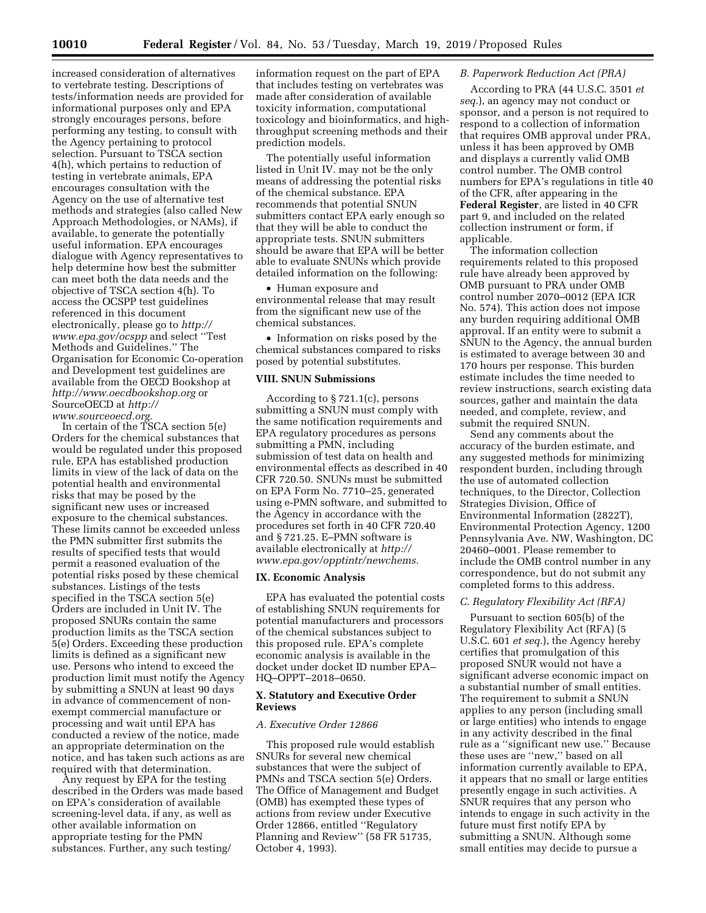increased consideration of alternatives to vertebrate testing. Descriptions of tests/information needs are provided for informational purposes only and EPA strongly encourages persons, before performing any testing, to consult with the Agency pertaining to protocol selection. Pursuant to TSCA section 4(h), which pertains to reduction of testing in vertebrate animals, EPA encourages consultation with the Agency on the use of alternative test methods and strategies (also called New Approach Methodologies, or NAMs), if available, to generate the potentially useful information. EPA encourages dialogue with Agency representatives to help determine how best the submitter can meet both the data needs and the objective of TSCA section 4(h). To access the OCSPP test guidelines referenced in this document electronically, please go to *http://www.epa.gov/ocspp* and select ''Test Methods and Guidelines.'' The Organisation for Economic Co-operation and Development test guidelines are available from the OECD Bookshop at *http://www.oecdbookshop.org* or SourceOECD at *http://www.sourceoecd.org.*

In certain of the TSCA section 5(e) Orders for the chemical substances that would be regulated under this proposed rule, EPA has established production limits in view of the lack of data on the potential health and environmental risks that may be posed by the significant new uses or increased exposure to the chemical substances. These limits cannot be exceeded unless the PMN submitter first submits the results of specified tests that would permit a reasoned evaluation of the potential risks posed by these chemical substances. Listings of the tests specified in the TSCA section 5(e) Orders are included in Unit IV. The proposed SNURs contain the same production limits as the TSCA section 5(e) Orders. Exceeding these production limits is defined as a significant new use. Persons who intend to exceed the production limit must notify the Agency by submitting a SNUN at least 90 days in advance of commencement of non-exempt commercial manufacture or processing and wait until EPA has conducted a review of the notice, made an appropriate determination on the notice, and has taken such actions as are required with that determination.

Any request by EPA for the testing described in the Orders was made based on EPA's consideration of available screening-level data, if any, as well as other available information on appropriate testing for the PMN substances. Further, any such testing/information request on the part of EPA that includes testing on vertebrates was made after consideration of available toxicity information, computational toxicology and bioinformatics, and high-throughput screening methods and their prediction models.

The potentially useful information listed in Unit IV. may not be the only means of addressing the potential risks of the chemical substance. EPA recommends that potential SNUN submitters contact EPA early enough so that they will be able to conduct the appropriate tests. SNUN submitters should be aware that EPA will be better able to evaluate SNUNs which provide detailed information on the following:

- Human exposure and environmental release that may result from the significant new use of the chemical substances.
- Information on risks posed by the chemical substances compared to risks posed by potential substitutes.

## VIII. SNUN Submissions

According to § 721.1(c), persons submitting a SNUN must comply with the same notification requirements and EPA regulatory procedures as persons submitting a PMN, including submission of test data on health and environmental effects as described in 40 CFR 720.50. SNUNs must be submitted on EPA Form No. 7710–25, generated using e-PMN software, and submitted to the Agency in accordance with the procedures set forth in 40 CFR 720.40 and § 721.25. E–PMN software is available electronically at *http://www.epa.gov/opptintr/newchems.*

## IX. Economic Analysis

EPA has evaluated the potential costs of establishing SNUN requirements for potential manufacturers and processors of the chemical substances subject to this proposed rule. EPA's complete economic analysis is available in the docket under docket ID number EPA–HQ–OPPT–2018–0650.

## X. Statutory and Executive Order Reviews

### *A. Executive Order 12866*

This proposed rule would establish SNURs for several new chemical substances that were the subject of PMNs and TSCA section 5(e) Orders. The Office of Management and Budget (OMB) has exempted these types of actions from review under Executive Order 12866, entitled ''Regulatory Planning and Review'' (58 FR 51735, October 4, 1993).

### *B. Paperwork Reduction Act (PRA)*

According to PRA (44 U.S.C. 3501 *et seq.*), an agency may not conduct or sponsor, and a person is not required to respond to a collection of information that requires OMB approval under PRA, unless it has been approved by OMB and displays a currently valid OMB control number. The OMB control numbers for EPA's regulations in title 40 of the CFR, after appearing in the **Federal Register**, are listed in 40 CFR part 9, and included on the related collection instrument or form, if applicable.

The information collection requirements related to this proposed rule have already been approved by OMB pursuant to PRA under OMB control number 2070–0012 (EPA ICR No. 574). This action does not impose any burden requiring additional OMB approval. If an entity were to submit a SNUN to the Agency, the annual burden is estimated to average between 30 and 170 hours per response. This burden estimate includes the time needed to review instructions, search existing data sources, gather and maintain the data needed, and complete, review, and submit the required SNUN.

Send any comments about the accuracy of the burden estimate, and any suggested methods for minimizing respondent burden, including through the use of automated collection techniques, to the Director, Collection Strategies Division, Office of Environmental Information (2822T), Environmental Protection Agency, 1200 Pennsylvania Ave. NW, Washington, DC 20460–0001. Please remember to include the OMB control number in any correspondence, but do not submit any completed forms to this address.

### *C. Regulatory Flexibility Act (RFA)*

Pursuant to section 605(b) of the Regulatory Flexibility Act (RFA) (5 U.S.C. 601 *et seq.*), the Agency hereby certifies that promulgation of this proposed SNUR would not have a significant adverse economic impact on a substantial number of small entities. The requirement to submit a SNUN applies to any person (including small or large entities) who intends to engage in any activity described in the final rule as a ''significant new use.'' Because these uses are ''new,'' based on all information currently available to EPA, it appears that no small or large entities presently engage in such activities. A SNUR requires that any person who intends to engage in such activity in the future must first notify EPA by submitting a SNUN. Although some small entities may decide to pursue a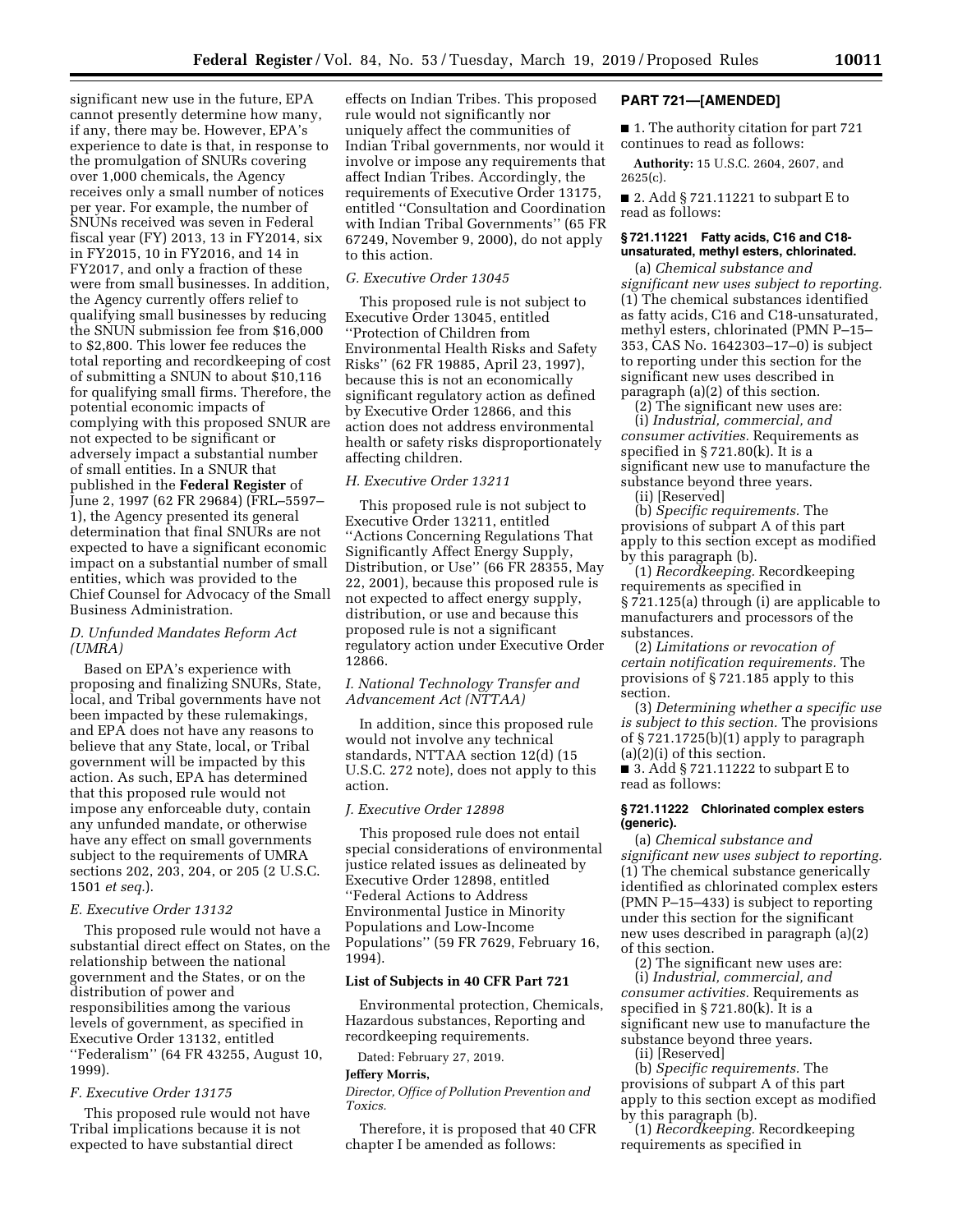significant new use in the future, EPA cannot presently determine how many, if any, there may be. However, EPA's experience to date is that, in response to the promulgation of SNURs covering over 1,000 chemicals, the Agency receives only a small number of notices per year. For example, the number of SNUNs received was seven in Federal fiscal year (FY) 2013, 13 in FY2014, six in FY2015, 10 in FY2016, and 14 in FY2017, and only a fraction of these were from small businesses. In addition, the Agency currently offers relief to qualifying small businesses by reducing the SNUN submission fee from $16,000 to $2,800. This lower fee reduces the total reporting and recordkeeping of cost of submitting a SNUN to about $10,116 for qualifying small firms. Therefore, the potential economic impacts of complying with this proposed SNUR are not expected to be significant or adversely impact a substantial number of small entities. In a SNUR that published in the **Federal Register** of June 2, 1997 (62 FR 29684) (FRL–5597–1), the Agency presented its general determination that final SNURs are not expected to have a significant economic impact on a substantial number of small entities, which was provided to the Chief Counsel for Advocacy of the Small Business Administration.

### *D. Unfunded Mandates Reform Act (UMRA)*

Based on EPA's experience with proposing and finalizing SNURs, State, local, and Tribal governments have not been impacted by these rulemakings, and EPA does not have any reasons to believe that any State, local, or Tribal government will be impacted by this action. As such, EPA has determined that this proposed rule would not impose any enforceable duty, contain any unfunded mandate, or otherwise have any effect on small governments subject to the requirements of UMRA sections 202, 203, 204, or 205 (2 U.S.C. 1501 *et seq.*).

### *E. Executive Order 13132*

This proposed rule would not have a substantial direct effect on States, on the relationship between the national government and the States, or on the distribution of power and responsibilities among the various levels of government, as specified in Executive Order 13132, entitled "Federalism" (64 FR 43255, August 10, 1999).

### *F. Executive Order 13175*

This proposed rule would not have Tribal implications because it is not expected to have substantial direct effects on Indian Tribes. This proposed rule would not significantly nor uniquely affect the communities of Indian Tribal governments, nor would it involve or impose any requirements that affect Indian Tribes. Accordingly, the requirements of Executive Order 13175, entitled "Consultation and Coordination with Indian Tribal Governments" (65 FR 67249, November 9, 2000), do not apply to this action.

### *G. Executive Order 13045*

This proposed rule is not subject to Executive Order 13045, entitled "Protection of Children from Environmental Health Risks and Safety Risks" (62 FR 19885, April 23, 1997), because this is not an economically significant regulatory action as defined by Executive Order 12866, and this action does not address environmental health or safety risks disproportionately affecting children.

### *H. Executive Order 13211*

This proposed rule is not subject to Executive Order 13211, entitled "Actions Concerning Regulations That Significantly Affect Energy Supply, Distribution, or Use" (66 FR 28355, May 22, 2001), because this proposed rule is not expected to affect energy supply, distribution, or use and because this proposed rule is not a significant regulatory action under Executive Order 12866.

### *I. National Technology Transfer and Advancement Act (NTTAA)*

In addition, since this proposed rule would not involve any technical standards, NTTAA section 12(d) (15 U.S.C. 272 note), does not apply to this action.

### *J. Executive Order 12898*

This proposed rule does not entail special considerations of environmental justice related issues as delineated by Executive Order 12898, entitled "Federal Actions to Address Environmental Justice in Minority Populations and Low-Income Populations" (59 FR 7629, February 16, 1994).

## List of Subjects in 40 CFR Part 721

Environmental protection, Chemicals, Hazardous substances, Reporting and recordkeeping requirements.

Dated: February 27, 2019.

**Jeffery Morris,**

*Director, Office of Pollution Prevention and Toxics.*

Therefore, it is proposed that 40 CFR chapter I be amended as follows:

## PART 721—[AMENDED]

■ 1. The authority citation for part 721 continues to read as follows:

**Authority:** 15 U.S.C. 2604, 2607, and 2625(c).

■ 2. Add § 721.11221 to subpart E to read as follows:

#### § 721.11221 Fatty acids, C16 and C18-unsaturated, methyl esters, chlorinated.

(a) *Chemical substance and significant new uses subject to reporting.* (1) The chemical substances identified as fatty acids, C16 and C18-unsaturated, methyl esters, chlorinated (PMN P–15–353, CAS No. 1642303–17–0) is subject to reporting under this section for the significant new uses described in paragraph (a)(2) of this section.

(2) The significant new uses are:

(i) *Industrial, commercial, and consumer activities.* Requirements as specified in § 721.80(k). It is a significant new use to manufacture the substance beyond three years.

(ii) [Reserved]

(b) *Specific requirements.* The provisions of subpart A of this part apply to this section except as modified by this paragraph (b).

(1) *Recordkeeping.* Recordkeeping requirements as specified in § 721.125(a) through (i) are applicable to manufacturers and processors of the substances.

(2) *Limitations or revocation of certain notification requirements.* The provisions of § 721.185 apply to this section.

(3) *Determining whether a specific use is subject to this section.* The provisions of § 721.1725(b)(1) apply to paragraph (a)(2)(i) of this section.

■ 3. Add § 721.11222 to subpart E to read as follows:

#### § 721.11222 Chlorinated complex esters (generic).

(a) *Chemical substance and significant new uses subject to reporting.* (1) The chemical substance generically identified as chlorinated complex esters (PMN P–15–433) is subject to reporting under this section for the significant new uses described in paragraph (a)(2) of this section.

(2) The significant new uses are:

(i) *Industrial, commercial, and consumer activities.* Requirements as specified in § 721.80(k). It is a significant new use to manufacture the substance beyond three years.

(ii) [Reserved]

(b) *Specific requirements.* The provisions of subpart A of this part apply to this section except as modified by this paragraph (b).

(1) *Recordkeeping.* Recordkeeping requirements as specified in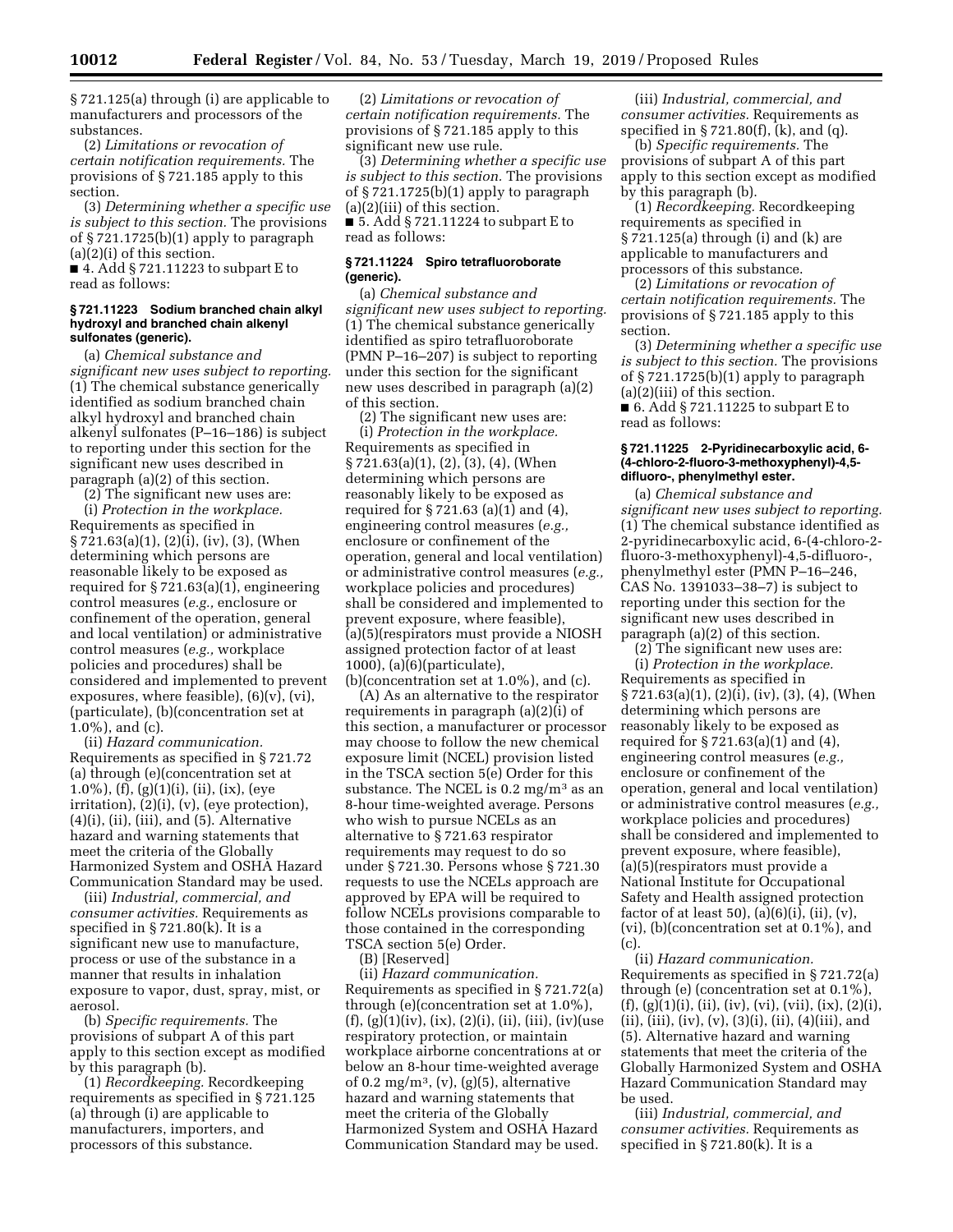§ 721.125(a) through (i) are applicable to manufacturers and processors of the substances.

(2) *Limitations or revocation of certain notification requirements.* The provisions of § 721.185 apply to this section.

(3) *Determining whether a specific use is subject to this section.* The provisions of § 721.1725(b)(1) apply to paragraph (a)(2)(i) of this section.

■ 4. Add § 721.11223 to subpart E to read as follows:

**§ 721.11223 Sodium branched chain alkyl hydroxyl and branched chain alkenyl sulfonates (generic).**

(a) *Chemical substance and significant new uses subject to reporting.* (1) The chemical substance generically identified as sodium branched chain alkyl hydroxyl and branched chain alkenyl sulfonates (P–16–186) is subject to reporting under this section for the significant new uses described in paragraph (a)(2) of this section.

(2) The significant new uses are:

(i) *Protection in the workplace.* Requirements as specified in § 721.63(a)(1), (2)(i), (iv), (3), (When determining which persons are reasonable likely to be exposed as required for § 721.63(a)(1), engineering control measures (*e.g.,* enclosure or confinement of the operation, general and local ventilation) or administrative control measures (*e.g.,* workplace policies and procedures) shall be considered and implemented to prevent exposures, where feasible), (6)(v), (vi), (particulate), (b)(concentration set at 1.0%), and (c).

(ii) *Hazard communication.* Requirements as specified in § 721.72 (a) through (e)(concentration set at 1.0%), (f), (g)(1)(i), (ii), (ix), (eye irritation), (2)(i), (v), (eye protection), (4)(i), (ii), (iii), and (5). Alternative hazard and warning statements that meet the criteria of the Globally Harmonized System and OSHA Hazard Communication Standard may be used.

(iii) *Industrial, commercial, and consumer activities.* Requirements as specified in § 721.80(k). It is a significant new use to manufacture, process or use of the substance in a manner that results in inhalation exposure to vapor, dust, spray, mist, or aerosol.

(b) *Specific requirements.* The provisions of subpart A of this part apply to this section except as modified by this paragraph (b).

(1) *Recordkeeping.* Recordkeeping requirements as specified in § 721.125 (a) through (i) are applicable to manufacturers, importers, and processors of this substance.

(2) *Limitations or revocation of certain notification requirements.* The provisions of § 721.185 apply to this significant new use rule.

(3) *Determining whether a specific use is subject to this section.* The provisions of § 721.1725(b)(1) apply to paragraph (a)(2)(iii) of this section.

■ 5. Add § 721.11224 to subpart E to read as follows:

**§ 721.11224 Spiro tetrafluoroborate (generic).**

(a) *Chemical substance and significant new uses subject to reporting.* (1) The chemical substance generically identified as spiro tetrafluoroborate (PMN P–16–207) is subject to reporting under this section for the significant new uses described in paragraph (a)(2) of this section.

(2) The significant new uses are:

(i) *Protection in the workplace.* Requirements as specified in § 721.63(a)(1), (2), (3), (4), (When determining which persons are reasonably likely to be exposed as required for § 721.63 (a)(1) and (4), engineering control measures (*e.g.,* enclosure or confinement of the operation, general and local ventilation) or administrative control measures (*e.g.,* workplace policies and procedures) shall be considered and implemented to prevent exposure, where feasible), (a)(5)(respirators must provide a NIOSH assigned protection factor of at least 1000), (a)(6)(particulate), (b)(concentration set at 1.0%), and (c).

(A) As an alternative to the respirator requirements in paragraph (a)(2)(i) of this section, a manufacturer or processor may choose to follow the new chemical exposure limit (NCEL) provision listed in the TSCA section 5(e) Order for this substance. The NCEL is 0.2 $mg/m^3$ as an 8-hour time-weighted average. Persons who wish to pursue NCELs as an alternative to § 721.63 respirator requirements may request to do so under § 721.30. Persons whose § 721.30 requests to use the NCELs approach are approved by EPA will be required to follow NCELs provisions comparable to those contained in the corresponding TSCA section 5(e) Order.

(B) [Reserved]

(ii) *Hazard communication.* Requirements as specified in § 721.72(a) through (e)(concentration set at 1.0%), (f), (g)(1)(iv), (ix), (2)(i), (ii), (iii), (iv)(use respiratory protection, or maintain workplace airborne concentrations at or below an 8-hour time-weighted average of 0.2 $mg/m^3$, (v), (g)(5), alternative hazard and warning statements that meet the criteria of the Globally Harmonized System and OSHA Hazard Communication Standard may be used.

(iii) *Industrial, commercial, and consumer activities.* Requirements as specified in § 721.80(f), (k), and (q).

(b) *Specific requirements.* The provisions of subpart A of this part apply to this section except as modified by this paragraph (b).

(1) *Recordkeeping.* Recordkeeping requirements as specified in § 721.125(a) through (i) and (k) are applicable to manufacturers and processors of this substance.

(2) *Limitations or revocation of certain notification requirements.* The provisions of § 721.185 apply to this section.

(3) *Determining whether a specific use is subject to this section.* The provisions of § 721.1725(b)(1) apply to paragraph (a)(2)(iii) of this section.

■ 6. Add § 721.11225 to subpart E to read as follows:

**§ 721.11225 2-Pyridinecarboxylic acid, 6-(4-chloro-2-fluoro-3-methoxyphenyl)-4,5-difluoro-, phenylmethyl ester.**

(a) *Chemical substance and significant new uses subject to reporting.* (1) The chemical substance identified as 2-pyridinecarboxylic acid, 6-(4-chloro-2-fluoro-3-methoxyphenyl)-4,5-difluoro-, phenylmethyl ester (PMN P–16–246, CAS No. 1391033–38–7) is subject to reporting under this section for the significant new uses described in paragraph (a)(2) of this section.

(2) The significant new uses are:

(i) *Protection in the workplace.* Requirements as specified in § 721.63(a)(1), (2)(i), (iv), (3), (4), (When determining which persons are reasonably likely to be exposed as required for § 721.63(a)(1) and (4), engineering control measures (*e.g.,* enclosure or confinement of the operation, general and local ventilation) or administrative control measures (*e.g.,* workplace policies and procedures) shall be considered and implemented to prevent exposure, where feasible), (a)(5)(respirators must provide a National Institute for Occupational Safety and Health assigned protection factor of at least 50), (a)(6)(i), (ii), (v), (vi), (b)(concentration set at 0.1%), and (c).

(ii) *Hazard communication.* Requirements as specified in § 721.72(a) through (e) (concentration set at 0.1%), (f), (g)(1)(i), (ii), (iv), (vi), (vii), (ix), (2)(i), (ii), (iii), (iv), (v), (3)(i), (ii), (4)(iii), and (5). Alternative hazard and warning statements that meet the criteria of the Globally Harmonized System and OSHA Hazard Communication Standard may be used.

(iii) *Industrial, commercial, and consumer activities.* Requirements as specified in § 721.80(k). It is a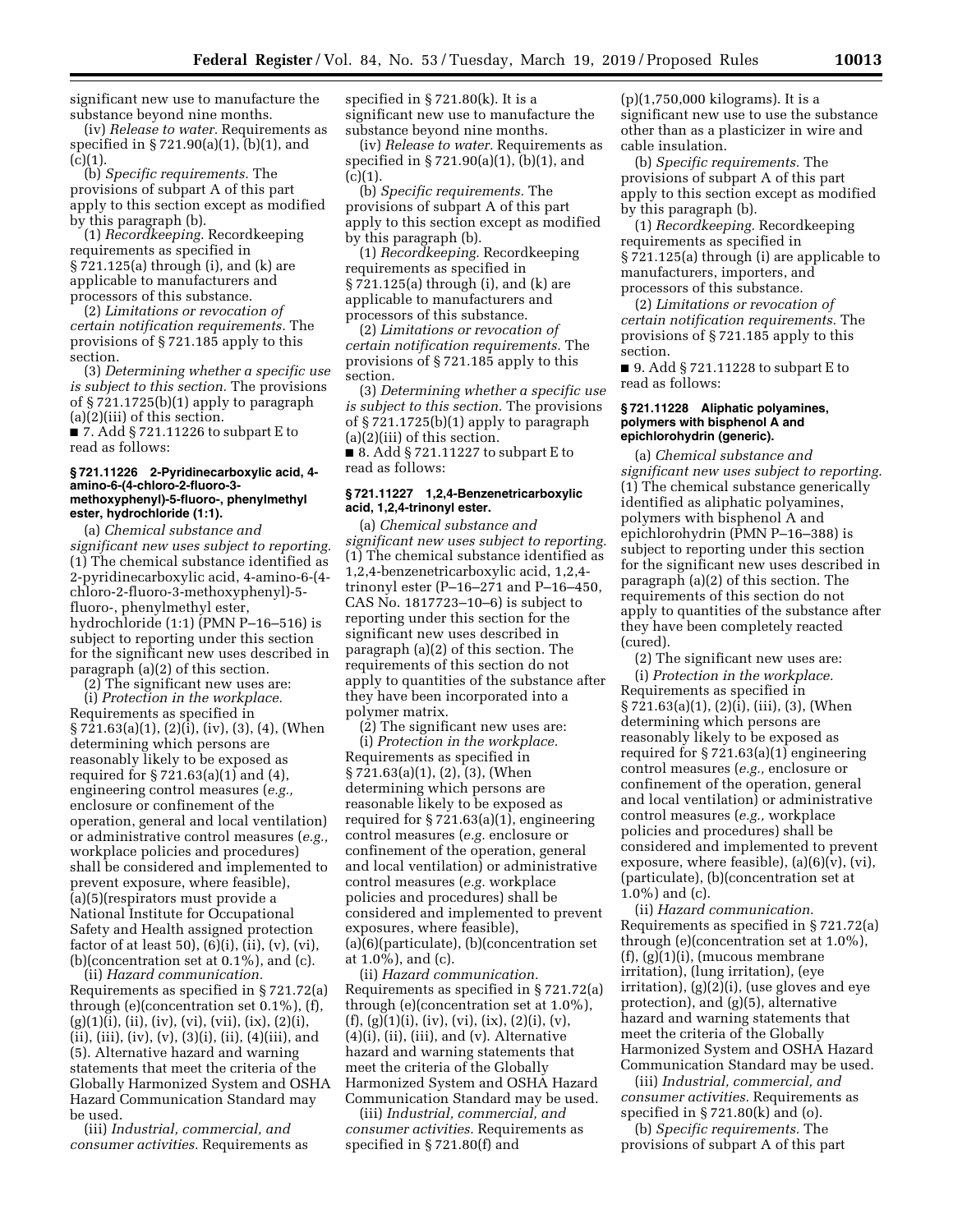significant new use to manufacture the substance beyond nine months.

(iv) *Release to water.* Requirements as specified in § 721.90(a)(1), (b)(1), and (c)(1).

(b) *Specific requirements.* The provisions of subpart A of this part apply to this section except as modified by this paragraph (b).

(1) *Recordkeeping.* Recordkeeping requirements as specified in § 721.125(a) through (i), and (k) are applicable to manufacturers and processors of this substance.

(2) *Limitations or revocation of certain notification requirements.* The provisions of § 721.185 apply to this section.

(3) *Determining whether a specific use is subject to this section.* The provisions of § 721.1725(b)(1) apply to paragraph (a)(2)(iii) of this section.

■ 7. Add § 721.11226 to subpart E to read as follows:

#### § 721.11226 2-Pyridinecarboxylic acid, 4-amino-6-(4-chloro-2-fluoro-3-methoxyphenyl)-5-fluoro-, phenylmethyl ester, hydrochloride (1:1).

(a) *Chemical substance and significant new uses subject to reporting.* (1) The chemical substance identified as 2-pyridinecarboxylic acid, 4-amino-6-(4-chloro-2-fluoro-3-methoxyphenyl)-5-fluoro-, phenylmethyl ester, hydrochloride (1:1) (PMN P–16–516) is subject to reporting under this section for the significant new uses described in paragraph (a)(2) of this section.

(2) The significant new uses are:

(i) *Protection in the workplace.* Requirements as specified in § 721.63(a)(1), (2)(i), (iv), (3), (4), (When determining which persons are reasonably likely to be exposed as required for § 721.63(a)(1) and (4), engineering control measures (*e.g.,* enclosure or confinement of the operation, general and local ventilation) or administrative control measures (*e.g.,* workplace policies and procedures) shall be considered and implemented to prevent exposure, where feasible), (a)(5)(respirators must provide a National Institute for Occupational Safety and Health assigned protection factor of at least 50), (6)(i), (ii), (v), (vi), (b)(concentration set at 0.1%), and (c).

(ii) *Hazard communication.* Requirements as specified in § 721.72(a) through (e)(concentration set 0.1%), (f), (g)(1)(i), (ii), (iv), (vi), (vii), (ix), (2)(i), (ii), (iii), (iv), (v), (3)(i), (ii), (4)(iii), and (5). Alternative hazard and warning statements that meet the criteria of the Globally Harmonized System and OSHA Hazard Communication Standard may be used.

(iii) *Industrial, commercial, and consumer activities.* Requirements as specified in § 721.80(k). It is a significant new use to manufacture the substance beyond nine months.

(iv) *Release to water.* Requirements as specified in § 721.90(a)(1), (b)(1), and (c)(1).

(b) *Specific requirements.* The provisions of subpart A of this part apply to this section except as modified by this paragraph (b).

(1) *Recordkeeping.* Recordkeeping requirements as specified in § 721.125(a) through (i), and (k) are applicable to manufacturers and processors of this substance.

(2) *Limitations or revocation of certain notification requirements.* The provisions of § 721.185 apply to this section.

(3) *Determining whether a specific use is subject to this section.* The provisions of § 721.1725(b)(1) apply to paragraph (a)(2)(iii) of this section.

■ 8. Add § 721.11227 to subpart E to read as follows:

#### § 721.11227 1,2,4-Benzenetricarboxylic acid, 1,2,4-trinonyl ester.

(a) *Chemical substance and significant new uses subject to reporting.* (1) The chemical substance identified as 1,2,4-benzenetricarboxylic acid, 1,2,4-trinonyl ester (P–16–271 and P–16–450, CAS No. 1817723–10–6) is subject to reporting under this section for the significant new uses described in paragraph (a)(2) of this section. The requirements of this section do not apply to quantities of the substance after they have been incorporated into a polymer matrix.

(2) The significant new uses are:

(i) *Protection in the workplace.* Requirements as specified in § 721.63(a)(1), (2), (3), (When determining which persons are reasonable likely to be exposed as required for § 721.63(a)(1), engineering control measures (*e.g.* enclosure or confinement of the operation, general and local ventilation) or administrative control measures (*e.g.* workplace policies and procedures) shall be considered and implemented to prevent exposures, where feasible), (a)(6)(particulate), (b)(concentration set at 1.0%), and (c).

(ii) *Hazard communication.* Requirements as specified in § 721.72(a) through (e)(concentration set at 1.0%), (f), (g)(1)(i), (iv), (vi), (ix), (2)(i), (v), (4)(i), (ii), (iii), and (v). Alternative hazard and warning statements that meet the criteria of the Globally Harmonized System and OSHA Hazard Communication Standard may be used.

(iii) *Industrial, commercial, and consumer activities.* Requirements as specified in § 721.80(f) and (p)(1,750,000 kilograms). It is a significant new use to use the substance other than as a plasticizer in wire and cable insulation.

(b) *Specific requirements.* The provisions of subpart A of this part apply to this section except as modified by this paragraph (b).

(1) *Recordkeeping.* Recordkeeping requirements as specified in § 721.125(a) through (i) are applicable to manufacturers, importers, and processors of this substance.

(2) *Limitations or revocation of certain notification requirements.* The provisions of § 721.185 apply to this section.

■ 9. Add § 721.11228 to subpart E to read as follows:

#### § 721.11228 Aliphatic polyamines, polymers with bisphenol A and epichlorohydrin (generic).

(a) *Chemical substance and significant new uses subject to reporting.* (1) The chemical substance generically identified as aliphatic polyamines, polymers with bisphenol A and epichlorohydrin (PMN P–16–388) is subject to reporting under this section for the significant new uses described in paragraph (a)(2) of this section. The requirements of this section do not apply to quantities of the substance after they have been completely reacted (cured).

(2) The significant new uses are:

(i) *Protection in the workplace.* Requirements as specified in § 721.63(a)(1), (2)(i), (iii), (3), (When determining which persons are reasonably likely to be exposed as required for § 721.63(a)(1) engineering control measures (*e.g.,* enclosure or confinement of the operation, general and local ventilation) or administrative control measures (*e.g.,* workplace policies and procedures) shall be considered and implemented to prevent exposure, where feasible), (a)(6)(v), (vi), (particulate), (b)(concentration set at 1.0%) and (c).

(ii) *Hazard communication.* Requirements as specified in § 721.72(a) through (e)(concentration set at 1.0%), (f), (g)(1)(i), (mucous membrane irritation), (lung irritation), (eye irritation), (g)(2)(i), (use gloves and eye protection), and (g)(5), alternative hazard and warning statements that meet the criteria of the Globally Harmonized System and OSHA Hazard Communication Standard may be used.

(iii) *Industrial, commercial, and consumer activities.* Requirements as specified in § 721.80(k) and (o).

(b) *Specific requirements.* The provisions of subpart A of this part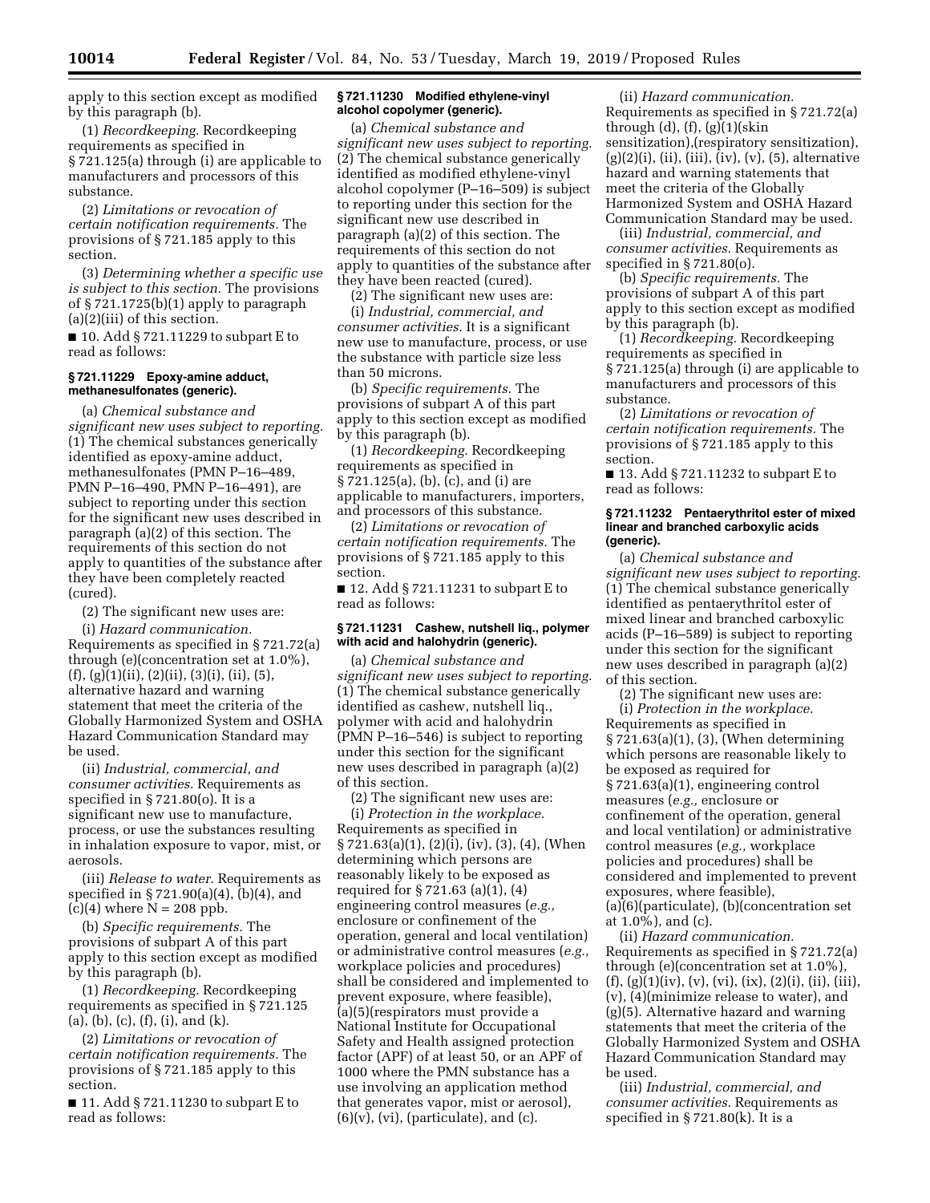apply to this section except as modified by this paragraph (b).

(1) *Recordkeeping.* Recordkeeping requirements as specified in § 721.125(a) through (i) are applicable to manufacturers and processors of this substance.

(2) *Limitations or revocation of certain notification requirements.* The provisions of § 721.185 apply to this section.

(3) *Determining whether a specific use is subject to this section.* The provisions of § 721.1725(b)(1) apply to paragraph (a)(2)(iii) of this section.

■ 10. Add § 721.11229 to subpart E to read as follows:

#### § 721.11229 Epoxy-amine adduct, methanesulfonates (generic).

(a) *Chemical substance and significant new uses subject to reporting.* (1) The chemical substances generically identified as epoxy-amine adduct, methanesulfonates (PMN P–16–489, PMN P–16–490, PMN P–16–491), are subject to reporting under this section for the significant new uses described in paragraph (a)(2) of this section. The requirements of this section do not apply to quantities of the substance after they have been completely reacted (cured).

(2) The significant new uses are:

(i) *Hazard communication.* Requirements as specified in § 721.72(a) through (e)(concentration set at 1.0%), (f), (g)(1)(ii), (2)(ii), (3)(i), (ii), (5), alternative hazard and warning statement that meet the criteria of the Globally Harmonized System and OSHA Hazard Communication Standard may be used.

(ii) *Industrial, commercial, and consumer activities.* Requirements as specified in § 721.80(o). It is a significant new use to manufacture, process, or use the substances resulting in inhalation exposure to vapor, mist, or aerosols.

(iii) *Release to water.* Requirements as specified in § 721.90(a)(4), (b)(4), and (c)(4) where N = 208 ppb.

(b) *Specific requirements.* The provisions of subpart A of this part apply to this section except as modified by this paragraph (b).

(1) *Recordkeeping.* Recordkeeping requirements as specified in § 721.125 (a), (b), (c), (f), (i), and (k).

(2) *Limitations or revocation of certain notification requirements.* The provisions of § 721.185 apply to this section.

■ 11. Add § 721.11230 to subpart E to read as follows:

#### § 721.11230 Modified ethylene-vinyl alcohol copolymer (generic).

(a) *Chemical substance and significant new uses subject to reporting.* (2) The chemical substance generically identified as modified ethylene-vinyl alcohol copolymer (P–16–509) is subject to reporting under this section for the significant new use described in paragraph (a)(2) of this section. The requirements of this section do not apply to quantities of the substance after they have been reacted (cured).

(2) The significant new uses are:

(i) *Industrial, commercial, and consumer activities.* It is a significant new use to manufacture, process, or use the substance with particle size less than 50 microns.

(b) *Specific requirements.* The provisions of subpart A of this part apply to this section except as modified by this paragraph (b).

(1) *Recordkeeping.* Recordkeeping requirements as specified in § 721.125(a), (b), (c), and (i) are applicable to manufacturers, importers, and processors of this substance.

(2) *Limitations or revocation of certain notification requirements.* The provisions of § 721.185 apply to this section.

■ 12. Add § 721.11231 to subpart E to read as follows:

#### § 721.11231 Cashew, nutshell liq., polymer with acid and halohydrin (generic).

(a) *Chemical substance and significant new uses subject to reporting.* (1) The chemical substance generically identified as cashew, nutshell liq., polymer with acid and halohydrin (PMN P–16–546) is subject to reporting under this section for the significant new uses described in paragraph (a)(2) of this section.

(2) The significant new uses are:

(i) *Protection in the workplace.* Requirements as specified in § 721.63(a)(1), (2)(i), (iv), (3), (4), (When determining which persons are reasonably likely to be exposed as required for § 721.63 (a)(1), (4) engineering control measures (*e.g.,* enclosure or confinement of the operation, general and local ventilation) or administrative control measures (*e.g.,* workplace policies and procedures) shall be considered and implemented to prevent exposure, where feasible), (a)(5)(respirators must provide a National Institute for Occupational Safety and Health assigned protection factor (APF) of at least 50, or an APF of 1000 where the PMN substance has a use involving an application method that generates vapor, mist or aerosol), (6)(v), (vi), (particulate), and (c).

(ii) *Hazard communication.* Requirements as specified in § 721.72(a) through (d), (f), (g)(1)(skin sensitization),(respiratory sensitization), (g)(2)(i), (ii), (iii), (iv), (v), (5), alternative hazard and warning statements that meet the criteria of the Globally Harmonized System and OSHA Hazard Communication Standard may be used.

(iii) *Industrial, commercial, and consumer activities.* Requirements as specified in § 721.80(o).

(b) *Specific requirements.* The provisions of subpart A of this part apply to this section except as modified by this paragraph (b).

(1) *Recordkeeping.* Recordkeeping requirements as specified in § 721.125(a) through (i) are applicable to manufacturers and processors of this substance.

(2) *Limitations or revocation of certain notification requirements.* The provisions of § 721.185 apply to this section.

■ 13. Add § 721.11232 to subpart E to read as follows:

#### § 721.11232 Pentaerythritol ester of mixed linear and branched carboxylic acids (generic).

(a) *Chemical substance and significant new uses subject to reporting.* (1) The chemical substance generically identified as pentaerythritol ester of mixed linear and branched carboxylic acids (P–16–589) is subject to reporting under this section for the significant new uses described in paragraph (a)(2) of this section.

(2) The significant new uses are:

(i) *Protection in the workplace.* Requirements as specified in § 721.63(a)(1), (3), (When determining which persons are reasonable likely to be exposed as required for § 721.63(a)(1), engineering control measures (*e.g.,* enclosure or confinement of the operation, general and local ventilation) or administrative control measures (*e.g.,* workplace policies and procedures) shall be considered and implemented to prevent exposures, where feasible), (a)(6)(particulate), (b)(concentration set at 1.0%), and (c).

(ii) *Hazard communication.* Requirements as specified in § 721.72(a) through (e)(concentration set at 1.0%), (f), (g)(1)(iv), (v), (vi), (ix), (2)(i), (ii), (iii), (v), (4)(minimize release to water), and (g)(5). Alternative hazard and warning statements that meet the criteria of the Globally Harmonized System and OSHA Hazard Communication Standard may be used.

(iii) *Industrial, commercial, and consumer activities.* Requirements as specified in § 721.80(k). It is a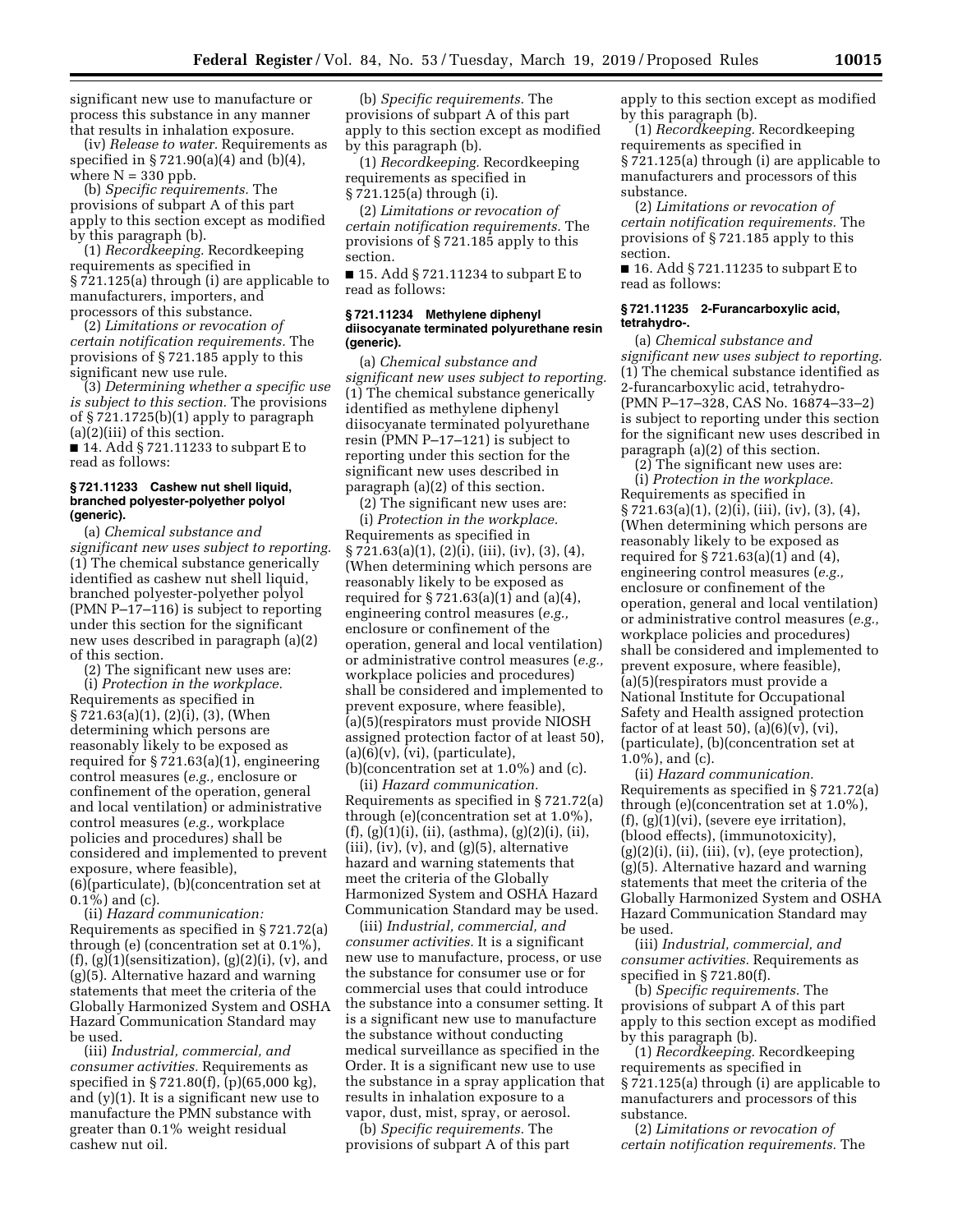significant new use to manufacture or process this substance in any manner that results in inhalation exposure.

(iv) *Release to water.* Requirements as specified in § 721.90(a)(4) and (b)(4), where N = 330 ppb.

(b) *Specific requirements.* The provisions of subpart A of this part apply to this section except as modified by this paragraph (b).

(1) *Recordkeeping.* Recordkeeping requirements as specified in § 721.125(a) through (i) are applicable to manufacturers, importers, and processors of this substance.

(2) *Limitations or revocation of certain notification requirements.* The provisions of § 721.185 apply to this significant new use rule.

(3) *Determining whether a specific use is subject to this section.* The provisions of § 721.1725(b)(1) apply to paragraph (a)(2)(iii) of this section.

■ 14. Add § 721.11233 to subpart E to read as follows:

### § 721.11233 Cashew nut shell liquid, branched polyester-polyether polyol (generic).

(a) *Chemical substance and significant new uses subject to reporting.* (1) The chemical substance generically identified as cashew nut shell liquid, branched polyester-polyether polyol (PMN P–17–116) is subject to reporting under this section for the significant new uses described in paragraph (a)(2) of this section.

(2) The significant new uses are:

(i) *Protection in the workplace.* Requirements as specified in § 721.63(a)(1), (2)(i), (3), (When determining which persons are reasonably likely to be exposed as required for § 721.63(a)(1), engineering control measures (*e.g.,* enclosure or confinement of the operation, general and local ventilation) or administrative control measures (*e.g.,* workplace policies and procedures) shall be considered and implemented to prevent exposure, where feasible), (6)(particulate), (b)(concentration set at 0.1%) and (c).

(ii) *Hazard communication:* Requirements as specified in § 721.72(a) through (e) (concentration set at 0.1%), (f), (g)(1)(sensitization), (g)(2)(i), (v), and (g)(5). Alternative hazard and warning statements that meet the criteria of the Globally Harmonized System and OSHA Hazard Communication Standard may be used.

(iii) *Industrial, commercial, and consumer activities.* Requirements as specified in § 721.80(f), (p)(65,000 kg), and (y)(1). It is a significant new use to manufacture the PMN substance with greater than 0.1% weight residual cashew nut oil.

(b) *Specific requirements.* The provisions of subpart A of this part apply to this section except as modified by this paragraph (b).

(1) *Recordkeeping.* Recordkeeping requirements as specified in § 721.125(a) through (i).

(2) *Limitations or revocation of certain notification requirements.* The provisions of § 721.185 apply to this section.

■ 15. Add § 721.11234 to subpart E to read as follows:

### § 721.11234 Methylene diphenyl diisocyanate terminated polyurethane resin (generic).

(a) *Chemical substance and significant new uses subject to reporting.* (1) The chemical substance generically identified as methylene diphenyl diisocyanate terminated polyurethane resin (PMN P–17–121) is subject to reporting under this section for the significant new uses described in paragraph (a)(2) of this section.

(2) The significant new uses are:

(i) *Protection in the workplace.* Requirements as specified in § 721.63(a)(1), (2)(i), (iii), (iv), (3), (4), (When determining which persons are reasonably likely to be exposed as required for § 721.63(a)(1) and (a)(4), engineering control measures (*e.g.,* enclosure or confinement of the operation, general and local ventilation) or administrative control measures (*e.g.,* workplace policies and procedures) shall be considered and implemented to prevent exposure, where feasible), (a)(5)(respirators must provide NIOSH assigned protection factor of at least 50), (a)(6)(v), (vi), (particulate), (b)(concentration set at 1.0%) and (c).

(ii) *Hazard communication.* Requirements as specified in § 721.72(a) through (e)(concentration set at 1.0%), (f), (g)(1)(i), (ii), (asthma), (g)(2)(i), (ii), (iii), (iv), (v), and (g)(5), alternative hazard and warning statements that meet the criteria of the Globally Harmonized System and OSHA Hazard Communication Standard may be used.

(iii) *Industrial, commercial, and consumer activities.* It is a significant new use to manufacture, process, or use the substance for consumer use or for commercial uses that could introduce the substance into a consumer setting. It is a significant new use to manufacture the substance without conducting medical surveillance as specified in the Order. It is a significant new use to use the substance in a spray application that results in inhalation exposure to a vapor, dust, mist, spray, or aerosol.

(b) *Specific requirements.* The provisions of subpart A of this part apply to this section except as modified by this paragraph (b).

(1) *Recordkeeping.* Recordkeeping requirements as specified in § 721.125(a) through (i) are applicable to manufacturers and processors of this substance.

(2) *Limitations or revocation of certain notification requirements.* The provisions of § 721.185 apply to this section.

■ 16. Add § 721.11235 to subpart E to read as follows:

### § 721.11235 2-Furancarboxylic acid, tetrahydro-.

(a) *Chemical substance and significant new uses subject to reporting.* (1) The chemical substance identified as 2-furancarboxylic acid, tetrahydro- (PMN P–17–328, CAS No. 16874–33–2) is subject to reporting under this section for the significant new uses described in paragraph (a)(2) of this section.

(2) The significant new uses are:

(i) *Protection in the workplace.* Requirements as specified in § 721.63(a)(1), (2)(i), (iii), (iv), (3), (4), (When determining which persons are reasonably likely to be exposed as required for § 721.63(a)(1) and (4), engineering control measures (*e.g.,* enclosure or confinement of the operation, general and local ventilation) or administrative control measures (*e.g.,* workplace policies and procedures) shall be considered and implemented to prevent exposure, where feasible), (a)(5)(respirators must provide a National Institute for Occupational Safety and Health assigned protection factor of at least 50), (a)(6)(v), (vi), (particulate), (b)(concentration set at 1.0%), and (c).

(ii) *Hazard communication.* Requirements as specified in § 721.72(a) through (e)(concentration set at 1.0%), (f), (g)(1)(vi), (severe eye irritation), (blood effects), (immunotoxicity), (g)(2)(i), (ii), (iii), (v), (eye protection), (g)(5). Alternative hazard and warning statements that meet the criteria of the Globally Harmonized System and OSHA Hazard Communication Standard may be used.

(iii) *Industrial, commercial, and consumer activities.* Requirements as specified in § 721.80(f).

(b) *Specific requirements.* The provisions of subpart A of this part apply to this section except as modified by this paragraph (b).

(1) *Recordkeeping.* Recordkeeping requirements as specified in § 721.125(a) through (i) are applicable to manufacturers and processors of this substance.

(2) *Limitations or revocation of certain notification requirements.* The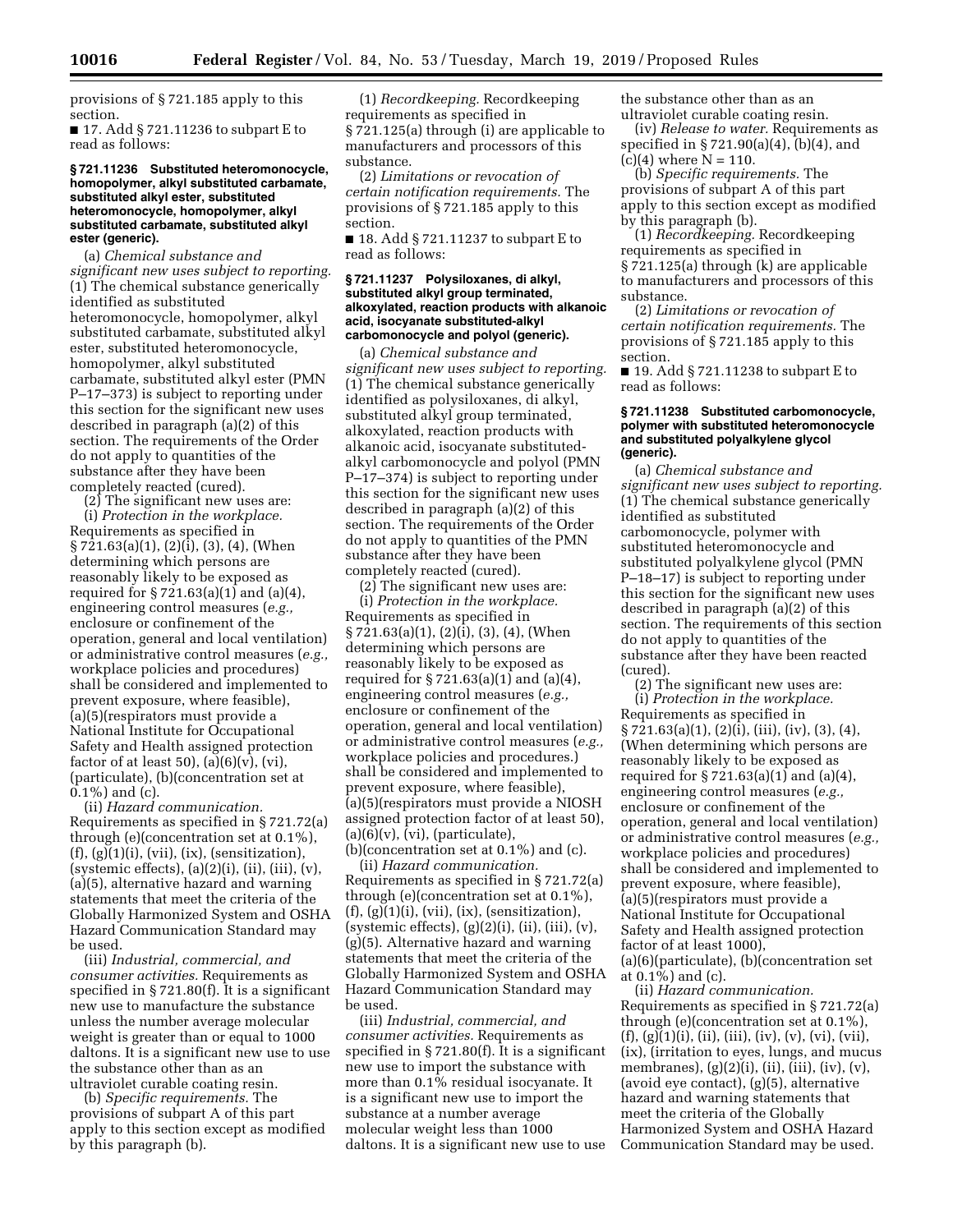provisions of § 721.185 apply to this section.

■ 17. Add § 721.11236 to subpart E to read as follows:

#### § 721.11236 Substituted heteromonocycle, homopolymer, alkyl substituted carbamate, substituted alkyl ester, substituted heteromonocycle, homopolymer, alkyl substituted carbamate, substituted alkyl ester (generic).

(a) *Chemical substance and significant new uses subject to reporting.* (1) The chemical substance generically identified as substituted heteromonocycle, homopolymer, alkyl substituted carbamate, substituted alkyl ester, substituted heteromonocycle, homopolymer, alkyl substituted carbamate, substituted alkyl ester (PMN P–17–373) is subject to reporting under this section for the significant new uses described in paragraph (a)(2) of this section. The requirements of the Order do not apply to quantities of the substance after they have been completely reacted (cured).

(2) The significant new uses are:

(i) *Protection in the workplace.* Requirements as specified in § 721.63(a)(1), (2)(i), (3), (4), (When determining which persons are reasonably likely to be exposed as required for § 721.63(a)(1) and (a)(4), engineering control measures (*e.g.,* enclosure or confinement of the operation, general and local ventilation) or administrative control measures (*e.g.,* workplace policies and procedures) shall be considered and implemented to prevent exposure, where feasible), (a)(5)(respirators must provide a National Institute for Occupational Safety and Health assigned protection factor of at least 50), (a)(6)(v), (vi), (particulate), (b)(concentration set at 0.1%) and (c).

(ii) *Hazard communication.* Requirements as specified in § 721.72(a) through (e)(concentration set at 0.1%), (f), (g)(1)(i), (vii), (ix), (sensitization), (systemic effects), (a)(2)(i), (ii), (iii), (v), (a)(5), alternative hazard and warning statements that meet the criteria of the Globally Harmonized System and OSHA Hazard Communication Standard may be used.

(iii) *Industrial, commercial, and consumer activities.* Requirements as specified in § 721.80(f). It is a significant new use to manufacture the substance unless the number average molecular weight is greater than or equal to 1000 daltons. It is a significant new use to use the substance other than as an ultraviolet curable coating resin.

(b) *Specific requirements.* The provisions of subpart A of this part apply to this section except as modified by this paragraph (b).

(1) *Recordkeeping.* Recordkeeping requirements as specified in § 721.125(a) through (i) are applicable to manufacturers and processors of this substance.

(2) *Limitations or revocation of certain notification requirements.* The provisions of § 721.185 apply to this section.

■ 18. Add § 721.11237 to subpart E to read as follows:

#### § 721.11237 Polysiloxanes, di alkyl, substituted alkyl group terminated, alkoxylated, reaction products with alkanoic acid, isocyanate substituted-alkyl carbomonocycle and polyol (generic).

(a) *Chemical substance and significant new uses subject to reporting.* (1) The chemical substance generically identified as polysiloxanes, di alkyl, substituted alkyl group terminated, alkoxylated, reaction products with alkanoic acid, isocyanate substituted-alkyl carbomonocycle and polyol (PMN P–17–374) is subject to reporting under this section for the significant new uses described in paragraph (a)(2) of this section. The requirements of the Order do not apply to quantities of the PMN substance after they have been completely reacted (cured).

(2) The significant new uses are:

(i) *Protection in the workplace.* Requirements as specified in § 721.63(a)(1), (2)(i), (3), (4), (When determining which persons are reasonably likely to be exposed as required for § 721.63(a)(1) and (a)(4), engineering control measures (*e.g.,* enclosure or confinement of the operation, general and local ventilation) or administrative control measures (*e.g.,* workplace policies and procedures.) shall be considered and implemented to prevent exposure, where feasible), (a)(5)(respirators must provide a NIOSH assigned protection factor of at least 50), (a)(6)(v), (vi), (particulate), (b)(concentration set at 0.1%) and (c).

(ii) *Hazard communication.* Requirements as specified in § 721.72(a) through (e)(concentration set at 0.1%), (f), (g)(1)(i), (vii), (ix), (sensitization), (systemic effects), (g)(2)(i), (ii), (iii), (v), (g)(5). Alternative hazard and warning statements that meet the criteria of the Globally Harmonized System and OSHA Hazard Communication Standard may be used.

(iii) *Industrial, commercial, and consumer activities.* Requirements as specified in § 721.80(f). It is a significant new use to import the substance with more than 0.1% residual isocyanate. It is a significant new use to import the substance at a number average molecular weight less than 1000 daltons. It is a significant new use to use the substance other than as an ultraviolet curable coating resin.

(iv) *Release to water.* Requirements as specified in § 721.90(a)(4), (b)(4), and (c)(4) where N = 110.

(b) *Specific requirements.* The provisions of subpart A of this part apply to this section except as modified by this paragraph (b).

(1) *Recordkeeping.* Recordkeeping requirements as specified in § 721.125(a) through (k) are applicable to manufacturers and processors of this substance.

(2) *Limitations or revocation of certain notification requirements.* The provisions of § 721.185 apply to this section.

■ 19. Add § 721.11238 to subpart E to read as follows:

#### § 721.11238 Substituted carbomonocycle, polymer with substituted heteromonocycle and substituted polyalkylene glycol (generic).

(a) *Chemical substance and significant new uses subject to reporting.* (1) The chemical substance generically identified as substituted carbomonocycle, polymer with substituted heteromonocycle and substituted polyalkylene glycol (PMN P–18–17) is subject to reporting under this section for the significant new uses described in paragraph (a)(2) of this section. The requirements of this section do not apply to quantities of the substance after they have been reacted (cured).

(2) The significant new uses are:

(i) *Protection in the workplace.* Requirements as specified in § 721.63(a)(1), (2)(i), (iii), (iv), (3), (4), (When determining which persons are reasonably likely to be exposed as required for § 721.63(a)(1) and (a)(4), engineering control measures (*e.g.,* enclosure or confinement of the operation, general and local ventilation) or administrative control measures (*e.g.,* workplace policies and procedures) shall be considered and implemented to prevent exposure, where feasible), (a)(5)(respirators must provide a National Institute for Occupational Safety and Health assigned protection factor of at least 1000), (a)(6)(particulate), (b)(concentration set at 0.1%) and (c).

(ii) *Hazard communication.* Requirements as specified in § 721.72(a) through (e)(concentration set at 0.1%), (f), (g)(1)(i), (ii), (iii), (iv), (v), (vi), (vii), (ix), (irritation to eyes, lungs, and mucus membranes), (g)(2)(i), (ii), (iii), (iv), (v), (avoid eye contact), (g)(5), alternative hazard and warning statements that meet the criteria of the Globally Harmonized System and OSHA Hazard Communication Standard may be used.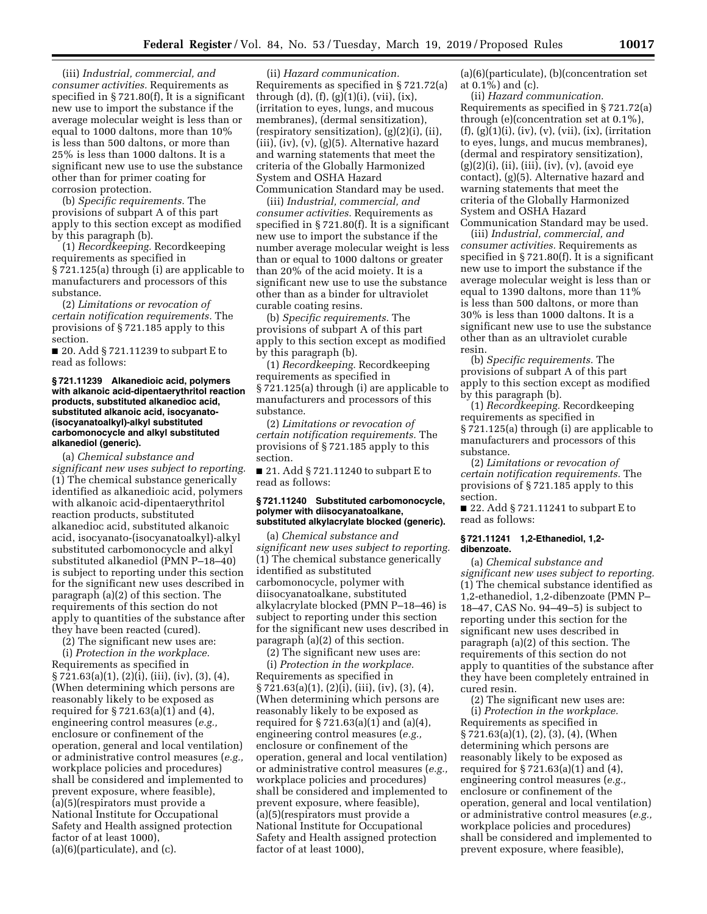(iii) *Industrial, commercial, and consumer activities.* Requirements as specified in § 721.80(f), It is a significant new use to import the substance if the average molecular weight is less than or equal to 1000 daltons, more than 10% is less than 500 daltons, or more than 25% is less than 1000 daltons. It is a significant new use to use the substance other than for primer coating for corrosion protection.

(b) *Specific requirements.* The provisions of subpart A of this part apply to this section except as modified by this paragraph (b).

(1) *Recordkeeping.* Recordkeeping requirements as specified in § 721.125(a) through (i) are applicable to manufacturers and processors of this substance.

(2) *Limitations or revocation of certain notification requirements.* The provisions of § 721.185 apply to this section.

■ 20. Add § 721.11239 to subpart E to read as follows:

**§ 721.11239 Alkanedioic acid, polymers with alkanoic acid-dipentaerythritol reaction products, substituted alkanedioc acid, substituted alkanoic acid, isocyanato-(isocyanatoalkyl)-alkyl substituted carbomonocycle and alkyl substituted alkanediol (generic).**

(a) *Chemical substance and significant new uses subject to reporting.* (1) The chemical substance generically identified as alkanedioic acid, polymers with alkanoic acid-dipentaerythritol reaction products, substituted alkanedioc acid, substituted alkanoic acid, isocyanato-(isocyanatoalkyl)-alkyl substituted carbomonocycle and alkyl substituted alkanediol (PMN P–18–40) is subject to reporting under this section for the significant new uses described in paragraph (a)(2) of this section. The requirements of this section do not apply to quantities of the substance after they have been reacted (cured).

(2) The significant new uses are:

(i) *Protection in the workplace.* Requirements as specified in § 721.63(a)(1), (2)(i), (iii), (iv), (3), (4), (When determining which persons are reasonably likely to be exposed as required for § 721.63(a)(1) and (4), engineering control measures (*e.g.,* enclosure or confinement of the operation, general and local ventilation) or administrative control measures (*e.g.,* workplace policies and procedures) shall be considered and implemented to prevent exposure, where feasible), (a)(5)(respirators must provide a National Institute for Occupational Safety and Health assigned protection factor of at least 1000), (a)(6)(particulate), and (c).

(ii) *Hazard communication.* Requirements as specified in § 721.72(a) through (d), (f), (g)(1)(i), (vii), (ix), (irritation to eyes, lungs, and mucous membranes), (dermal sensitization), (respiratory sensitization), (g)(2)(i), (ii), (iii), (iv), (v), (g)(5). Alternative hazard and warning statements that meet the criteria of the Globally Harmonized System and OSHA Hazard Communication Standard may be used.

(iii) *Industrial, commercial, and consumer activities.* Requirements as specified in § 721.80(f). It is a significant new use to import the substance if the number average molecular weight is less than or equal to 1000 daltons or greater than 20% of the acid moiety. It is a significant new use to use the substance other than as a binder for ultraviolet curable coating resins.

(b) *Specific requirements.* The provisions of subpart A of this part apply to this section except as modified by this paragraph (b).

(1) *Recordkeeping.* Recordkeeping requirements as specified in § 721.125(a) through (i) are applicable to manufacturers and processors of this substance.

(2) *Limitations or revocation of certain notification requirements.* The provisions of § 721.185 apply to this section.

■ 21. Add § 721.11240 to subpart E to read as follows:

**§ 721.11240 Substituted carbomonocycle, polymer with diisocyanatoalkane, substituted alkylacrylate blocked (generic).**

(a) *Chemical substance and significant new uses subject to reporting.* (1) The chemical substance generically identified as substituted carbomonocycle, polymer with diisocyanatoalkane, substituted alkylacrylate blocked (PMN P–18–46) is subject to reporting under this section for the significant new uses described in paragraph (a)(2) of this section.

(2) The significant new uses are:

(i) *Protection in the workplace.* Requirements as specified in § 721.63(a)(1), (2)(i), (iii), (iv), (3), (4), (When determining which persons are reasonably likely to be exposed as required for § 721.63(a)(1) and (a)(4), engineering control measures (*e.g.,* enclosure or confinement of the operation, general and local ventilation) or administrative control measures (*e.g.,* workplace policies and procedures) shall be considered and implemented to prevent exposure, where feasible), (a)(5)(respirators must provide a National Institute for Occupational Safety and Health assigned protection factor of at least 1000), (a)(6)(particulate), (b)(concentration set at 0.1%) and (c).

(ii) *Hazard communication.* Requirements as specified in § 721.72(a) through (e)(concentration set at 0.1%), (f), (g)(1)(i), (iv), (v), (vii), (ix), (irritation to eyes, lungs, and mucus membranes), (dermal and respiratory sensitization), (g)(2)(i), (ii), (iii), (iv), (v), (avoid eye contact), (g)(5). Alternative hazard and warning statements that meet the criteria of the Globally Harmonized System and OSHA Hazard Communication Standard may be used.

(iii) *Industrial, commercial, and consumer activities.* Requirements as specified in § 721.80(f). It is a significant new use to import the substance if the average molecular weight is less than or equal to 1390 daltons, more than 11% is less than 500 daltons, or more than 30% is less than 1000 daltons. It is a significant new use to use the substance other than as an ultraviolet curable resin.

(b) *Specific requirements.* The provisions of subpart A of this part apply to this section except as modified by this paragraph (b).

(1) *Recordkeeping.* Recordkeeping requirements as specified in § 721.125(a) through (i) are applicable to manufacturers and processors of this substance.

(2) *Limitations or revocation of certain notification requirements.* The provisions of § 721.185 apply to this section.

■ 22. Add § 721.11241 to subpart E to read as follows:

**§ 721.11241 1,2-Ethanediol, 1,2-dibenzoate.**

(a) *Chemical substance and significant new uses subject to reporting.* (1) The chemical substance identified as 1,2-ethanediol, 1,2-dibenzoate (PMN P–18–47, CAS No. 94–49–5) is subject to reporting under this section for the significant new uses described in paragraph (a)(2) of this section. The requirements of this section do not apply to quantities of the substance after they have been completely entrained in cured resin.

(2) The significant new uses are:

(i) *Protection in the workplace.* Requirements as specified in § 721.63(a)(1), (2), (3), (4), (When determining which persons are reasonably likely to be exposed as required for § 721.63(a)(1) and (4), engineering control measures (*e.g.,* enclosure or confinement of the operation, general and local ventilation) or administrative control measures (*e.g.,* workplace policies and procedures) shall be considered and implemented to prevent exposure, where feasible),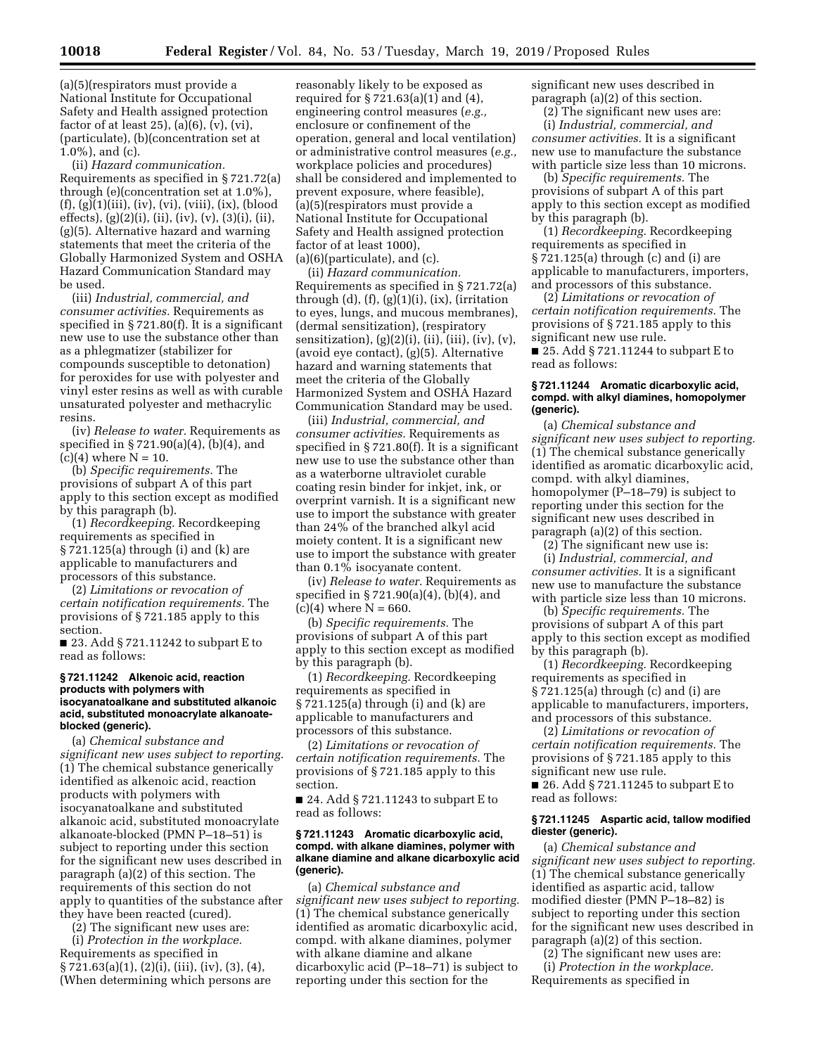(a)(5)(respirators must provide a National Institute for Occupational Safety and Health assigned protection factor of at least 25), (a)(6), (v), (vi), (particulate), (b)(concentration set at 1.0%), and (c).

(ii) *Hazard communication.* Requirements as specified in § 721.72(a) through (e)(concentration set at 1.0%), (f), (g)(1)(iii), (iv), (vi), (viii), (ix), (blood effects), (g)(2)(i), (ii), (iv), (v), (3)(i), (ii), (g)(5). Alternative hazard and warning statements that meet the criteria of the Globally Harmonized System and OSHA Hazard Communication Standard may be used.

(iii) *Industrial, commercial, and consumer activities.* Requirements as specified in § 721.80(f). It is a significant new use to use the substance other than as a phlegmatizer (stabilizer for compounds susceptible to detonation) for peroxides for use with polyester and vinyl ester resins as well as with curable unsaturated polyester and methacrylic resins.

(iv) *Release to water.* Requirements as specified in § 721.90(a)(4), (b)(4), and (c)(4) where N = 10.

(b) *Specific requirements.* The provisions of subpart A of this part apply to this section except as modified by this paragraph (b).

(1) *Recordkeeping.* Recordkeeping requirements as specified in § 721.125(a) through (i) and (k) are applicable to manufacturers and processors of this substance.

(2) *Limitations or revocation of certain notification requirements.* The provisions of § 721.185 apply to this section.

■ 23. Add § 721.11242 to subpart E to read as follows:

#### § 721.11242 Alkenoic acid, reaction products with polymers with isocyanatoalkane and substituted alkanoic acid, substituted monoacrylate alkanoate-blocked (generic).

(a) *Chemical substance and significant new uses subject to reporting.* (1) The chemical substance generically identified as alkenoic acid, reaction products with polymers with isocyanatoalkane and substituted alkanoic acid, substituted monoacrylate alkanoate-blocked (PMN P–18–51) is subject to reporting under this section for the significant new uses described in paragraph (a)(2) of this section. The requirements of this section do not apply to quantities of the substance after they have been reacted (cured).

(2) The significant new uses are:

(i) *Protection in the workplace.* Requirements as specified in § 721.63(a)(1), (2)(i), (iii), (iv), (3), (4), (When determining which persons are reasonably likely to be exposed as required for § 721.63(a)(1) and (4), engineering control measures (*e.g.,* enclosure or confinement of the operation, general and local ventilation) or administrative control measures (*e.g.,* workplace policies and procedures) shall be considered and implemented to prevent exposure, where feasible), (a)(5)(respirators must provide a National Institute for Occupational Safety and Health assigned protection factor of at least 1000), (a)(6)(particulate), and (c).

(ii) *Hazard communication.* Requirements as specified in § 721.72(a) through (d), (f), (g)(1)(i), (ix), (irritation to eyes, lungs, and mucous membranes), (dermal sensitization), (respiratory sensitization), (g)(2)(i), (ii), (iii), (iv), (v), (avoid eye contact), (g)(5). Alternative hazard and warning statements that meet the criteria of the Globally Harmonized System and OSHA Hazard Communication Standard may be used.

(iii) *Industrial, commercial, and consumer activities.* Requirements as specified in § 721.80(f). It is a significant new use to use the substance other than as a waterborne ultraviolet curable coating resin binder for inkjet, ink, or overprint varnish. It is a significant new use to import the substance with greater than 24% of the branched alkyl acid moiety content. It is a significant new use to import the substance with greater than 0.1% isocyanate content.

(iv) *Release to water.* Requirements as specified in § 721.90(a)(4), (b)(4), and (c)(4) where N = 660.

(b) *Specific requirements.* The provisions of subpart A of this part apply to this section except as modified by this paragraph (b).

(1) *Recordkeeping.* Recordkeeping requirements as specified in § 721.125(a) through (i) and (k) are applicable to manufacturers and processors of this substance.

(2) *Limitations or revocation of certain notification requirements.* The provisions of § 721.185 apply to this section.

■ 24. Add § 721.11243 to subpart E to read as follows:

#### § 721.11243 Aromatic dicarboxylic acid, compd. with alkane diamines, polymer with alkane diamine and alkane dicarboxylic acid (generic).

(a) *Chemical substance and significant new uses subject to reporting.* (1) The chemical substance generically identified as aromatic dicarboxylic acid, compd. with alkane diamines, polymer with alkane diamine and alkane dicarboxylic acid (P–18–71) is subject to reporting under this section for the significant new uses described in paragraph (a)(2) of this section.

(2) The significant new uses are:

(i) *Industrial, commercial, and consumer activities.* It is a significant new use to manufacture the substance with particle size less than 10 microns.

(b) *Specific requirements.* The provisions of subpart A of this part apply to this section except as modified by this paragraph (b).

(1) *Recordkeeping.* Recordkeeping requirements as specified in § 721.125(a) through (c) and (i) are applicable to manufacturers, importers, and processors of this substance.

(2) *Limitations or revocation of certain notification requirements.* The provisions of § 721.185 apply to this significant new use rule.

■ 25. Add § 721.11244 to subpart E to read as follows:

#### § 721.11244 Aromatic dicarboxylic acid, compd. with alkyl diamines, homopolymer (generic).

(a) *Chemical substance and significant new uses subject to reporting.* (1) The chemical substance generically identified as aromatic dicarboxylic acid, compd. with alkyl diamines, homopolymer (P–18–79) is subject to reporting under this section for the significant new uses described in paragraph (a)(2) of this section.

(2) The significant new use is:

(i) *Industrial, commercial, and consumer activities.* It is a significant new use to manufacture the substance with particle size less than 10 microns.

(b) *Specific requirements.* The provisions of subpart A of this part apply to this section except as modified by this paragraph (b).

(1) *Recordkeeping.* Recordkeeping requirements as specified in § 721.125(a) through (c) and (i) are applicable to manufacturers, importers, and processors of this substance.

(2) *Limitations or revocation of certain notification requirements.* The provisions of § 721.185 apply to this significant new use rule.

■ 26. Add § 721.11245 to subpart E to read as follows:

#### § 721.11245 Aspartic acid, tallow modified diester (generic).

(a) *Chemical substance and significant new uses subject to reporting.* (1) The chemical substance generically identified as aspartic acid, tallow modified diester (PMN P–18–82) is subject to reporting under this section for the significant new uses described in paragraph (a)(2) of this section.

(2) The significant new uses are:

(i) *Protection in the workplace.* Requirements as specified in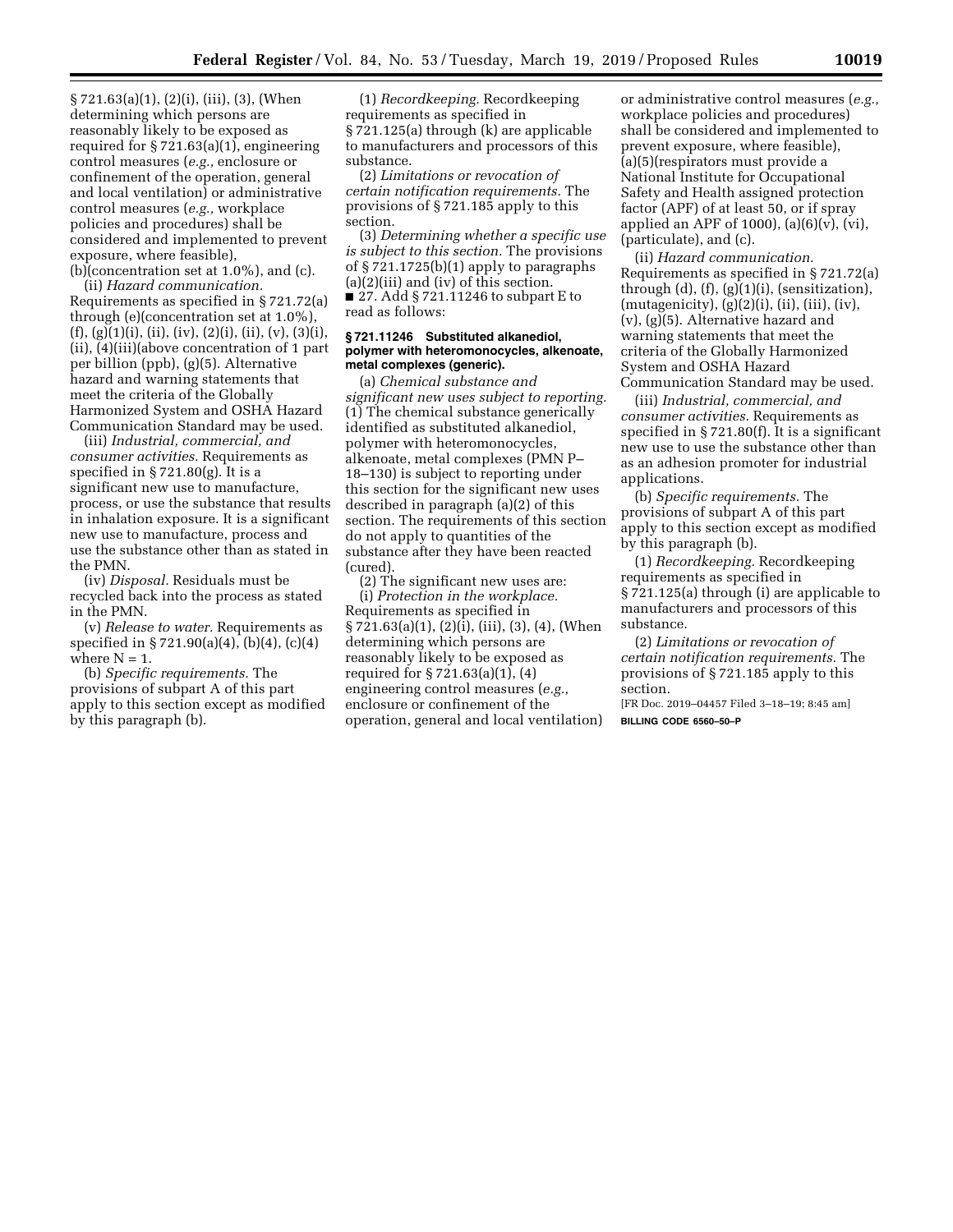§ 721.63(a)(1), (2)(i), (iii), (3), (When determining which persons are reasonably likely to be exposed as required for § 721.63(a)(1), engineering control measures (*e.g.,* enclosure or confinement of the operation, general and local ventilation) or administrative control measures (*e.g.,* workplace policies and procedures) shall be considered and implemented to prevent exposure, where feasible), (b)(concentration set at 1.0%), and (c).

(ii) *Hazard communication.* Requirements as specified in § 721.72(a) through (e)(concentration set at 1.0%), (f), (g)(1)(i), (ii), (iv), (2)(i), (ii), (v), (3)(i), (ii), (4)(iii)(above concentration of 1 part per billion (ppb), (g)(5). Alternative hazard and warning statements that meet the criteria of the Globally Harmonized System and OSHA Hazard Communication Standard may be used.

(iii) *Industrial, commercial, and consumer activities.* Requirements as specified in § 721.80(g). It is a significant new use to manufacture, process, or use the substance that results in inhalation exposure. It is a significant new use to manufacture, process and use the substance other than as stated in the PMN.

(iv) *Disposal.* Residuals must be recycled back into the process as stated in the PMN.

(v) *Release to water.* Requirements as specified in § 721.90(a)(4), (b)(4), (c)(4) where N = 1.

(b) *Specific requirements.* The provisions of subpart A of this part apply to this section except as modified by this paragraph (b).

(1) *Recordkeeping.* Recordkeeping requirements as specified in § 721.125(a) through (k) are applicable to manufacturers and processors of this substance.

(2) *Limitations or revocation of certain notification requirements.* The provisions of § 721.185 apply to this section.

(3) *Determining whether a specific use is subject to this section.* The provisions of § 721.1725(b)(1) apply to paragraphs (a)(2)(iii) and (iv) of this section.

■ 27. Add § 721.11246 to subpart E to read as follows:

### § 721.11246 Substituted alkanediol, polymer with heteromonocycles, alkenoate, metal complexes (generic).

(a) *Chemical substance and significant new uses subject to reporting.* (1) The chemical substance generically identified as substituted alkanediol, polymer with heteromonocycles, alkenoate, metal complexes (PMN P–18–130) is subject to reporting under this section for the significant new uses described in paragraph (a)(2) of this section. The requirements of this section do not apply to quantities of the substance after they have been reacted (cured).

(2) The significant new uses are:

(i) *Protection in the workplace.* Requirements as specified in § 721.63(a)(1), (2)(i), (iii), (3), (4), (When determining which persons are reasonably likely to be exposed as required for § 721.63(a)(1), (4) engineering control measures (*e.g.,* enclosure or confinement of the operation, general and local ventilation) or administrative control measures (*e.g.,* workplace policies and procedures) shall be considered and implemented to prevent exposure, where feasible), (a)(5)(respirators must provide a National Institute for Occupational Safety and Health assigned protection factor (APF) of at least 50, or if spray applied an APF of 1000), (a)(6)(v), (vi), (particulate), and (c).

(ii) *Hazard communication.* Requirements as specified in § 721.72(a) through (d), (f), (g)(1)(i), (sensitization), (mutagenicity), (g)(2)(i), (ii), (iii), (iv), (v), (g)(5). Alternative hazard and warning statements that meet the criteria of the Globally Harmonized System and OSHA Hazard Communication Standard may be used.

(iii) *Industrial, commercial, and consumer activities.* Requirements as specified in § 721.80(f). It is a significant new use to use the substance other than as an adhesion promoter for industrial applications.

(b) *Specific requirements.* The provisions of subpart A of this part apply to this section except as modified by this paragraph (b).

(1) *Recordkeeping.* Recordkeeping requirements as specified in § 721.125(a) through (i) are applicable to manufacturers and processors of this substance.

(2) *Limitations or revocation of certain notification requirements.* The provisions of § 721.185 apply to this section.

[FR Doc. 2019–04457 Filed 3–18–19; 8:45 am]

**BILLING CODE 6560–50–P**